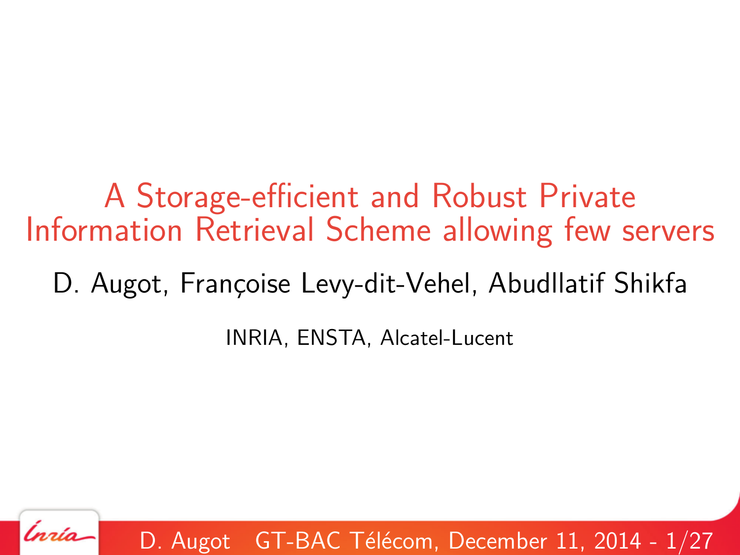# A Storage-efficient and Robust Private Information Retrieval Scheme allowing few servers

D. Augot, Françoise Levy-dit-Vehel, Abudllatif Shikfa

INRIA, ENSTA, Alcatel-Lucent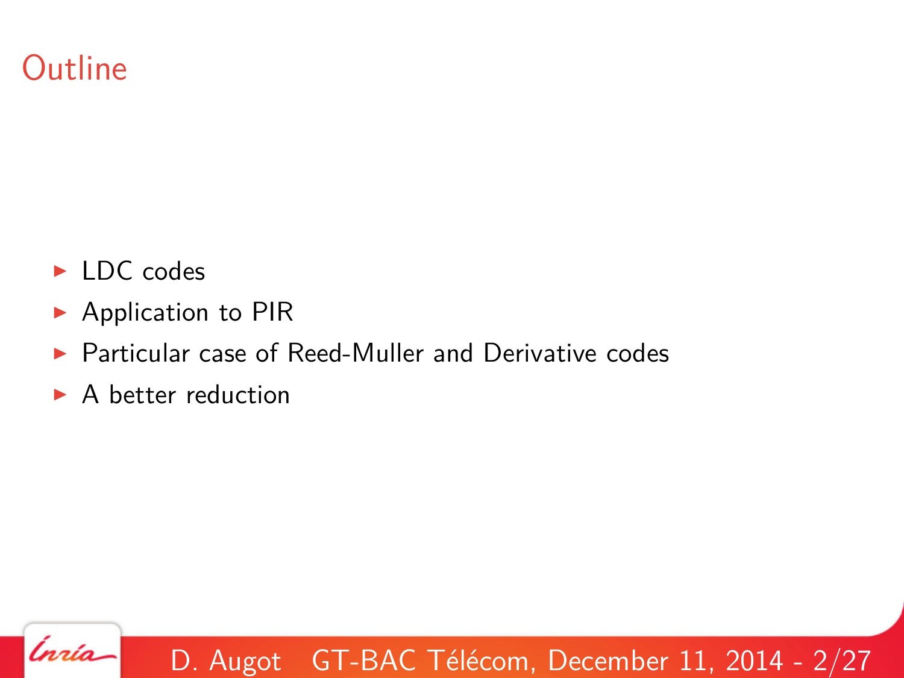# Outline

- LDC codes
- Application to PIR
- Particular case of Reed-Muller and Derivative codes
- A better reduction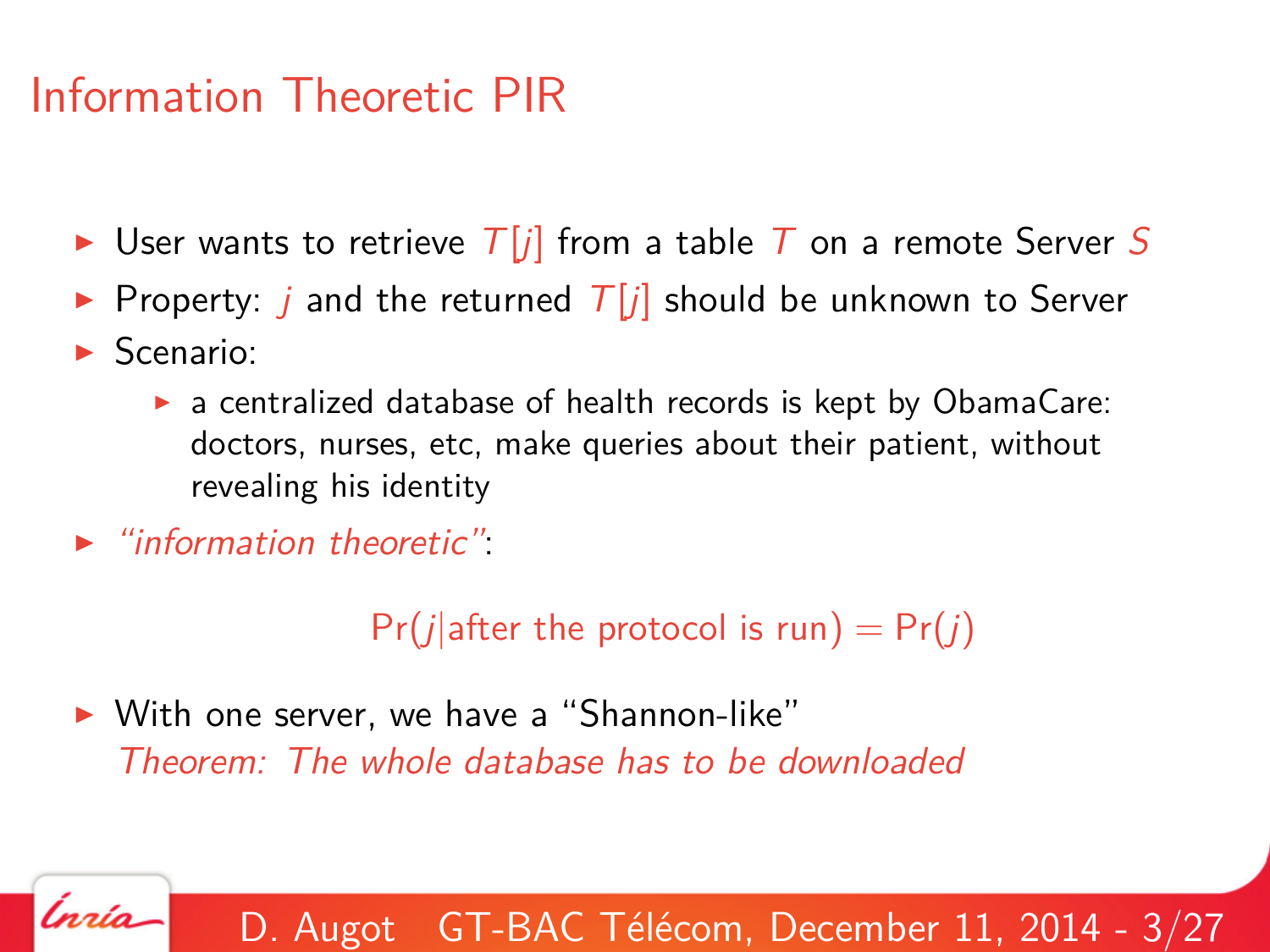# Information Theoretic PIR

- User wants to retrieve $T[j]$ from a table $T$ on a remote Server $S$
- Property: $j$ and the returned $T[j]$ should be unknown to Server
- Scenario:
  - a centralized database of health records is kept by ObamaCare: doctors, nurses, etc, make queries about their patient, without revealing his identity
- *"information theoretic"*:

$$\Pr(j | \text{after the protocol is run}) = \Pr(j)$$

- With one server, we have a "Shannon-like"
  *Theorem: The whole database has to be downloaded*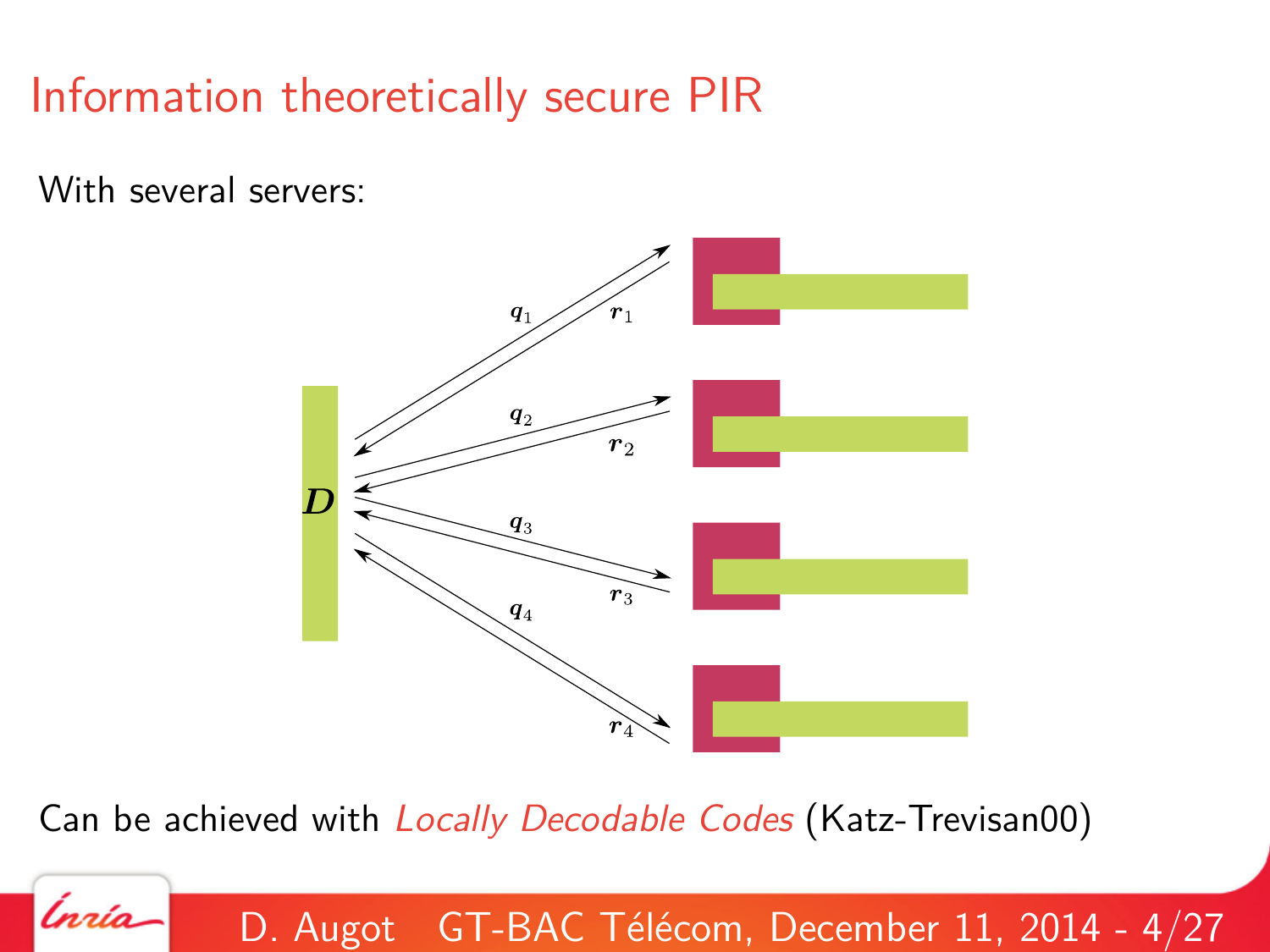# Information theoretically secure PIR

With several servers:

$D$

$q_1$ $r_1$

$q_2$ $r_2$

$q_3$ $r_3$

$q_4$ $r_4$

Can be achieved with *Locally Decodable Codes* (Katz-Trevisan00)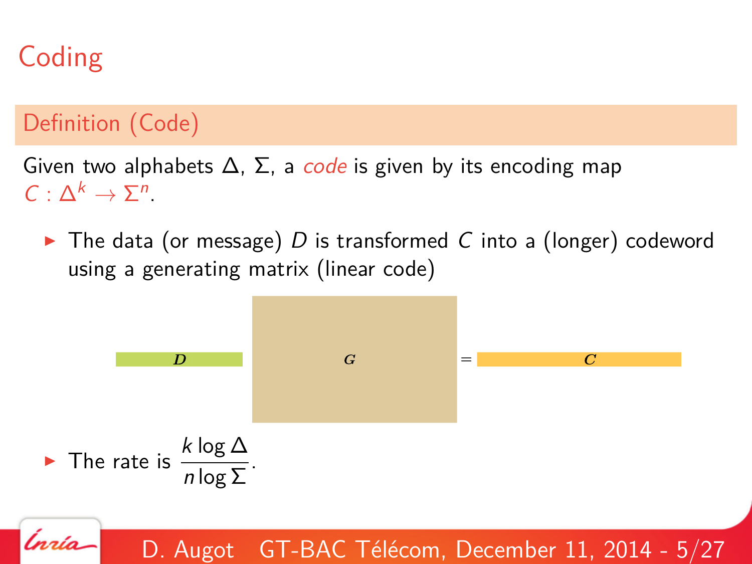# Coding

## Definition (Code)

Given two alphabets $\Delta$, $\Sigma$, a *code* is given by its encoding map $C : \Delta^k \rightarrow \Sigma^n$.

- The data (or message) $D$ is transformed $C$ into a (longer) codeword using a generating matrix (linear code)

$$D \quad G \quad = \quad C$$

- The rate is $\dfrac{k \log \Delta}{n \log \Sigma}$.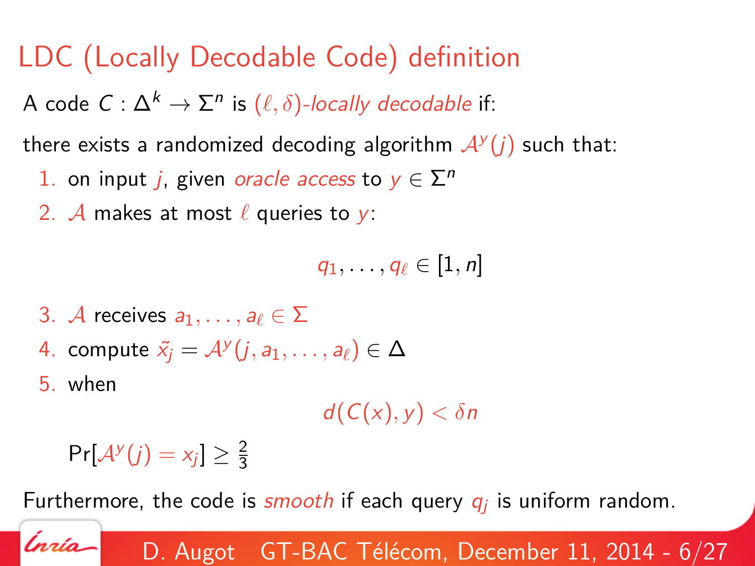# LDC (Locally Decodable Code) definition

A code $C : \Delta^k \to \Sigma^n$ is *$(\ell, \delta)$-locally decodable* if:

there exists a randomized decoding algorithm $\mathcal{A}^y(j)$ such that:

1. on input $j$, given *oracle access* to $y \in \Sigma^n$
2. $\mathcal{A}$ makes at most $\ell$ queries to $y$:

   $$q_1, \ldots, q_\ell \in [1, n]$$

3. $\mathcal{A}$ receives $a_1, \ldots, a_\ell \in \Sigma$
4. compute $\tilde{x}_j = \mathcal{A}^y(j, a_1, \ldots, a_\ell) \in \Delta$
5. when

   $$d(C(x), y) < \delta n$$

   $\Pr[\mathcal{A}^y(j) = x_j] \geq \frac{2}{3}$

Furthermore, the code is *smooth* if each query $q_j$ is uniform random.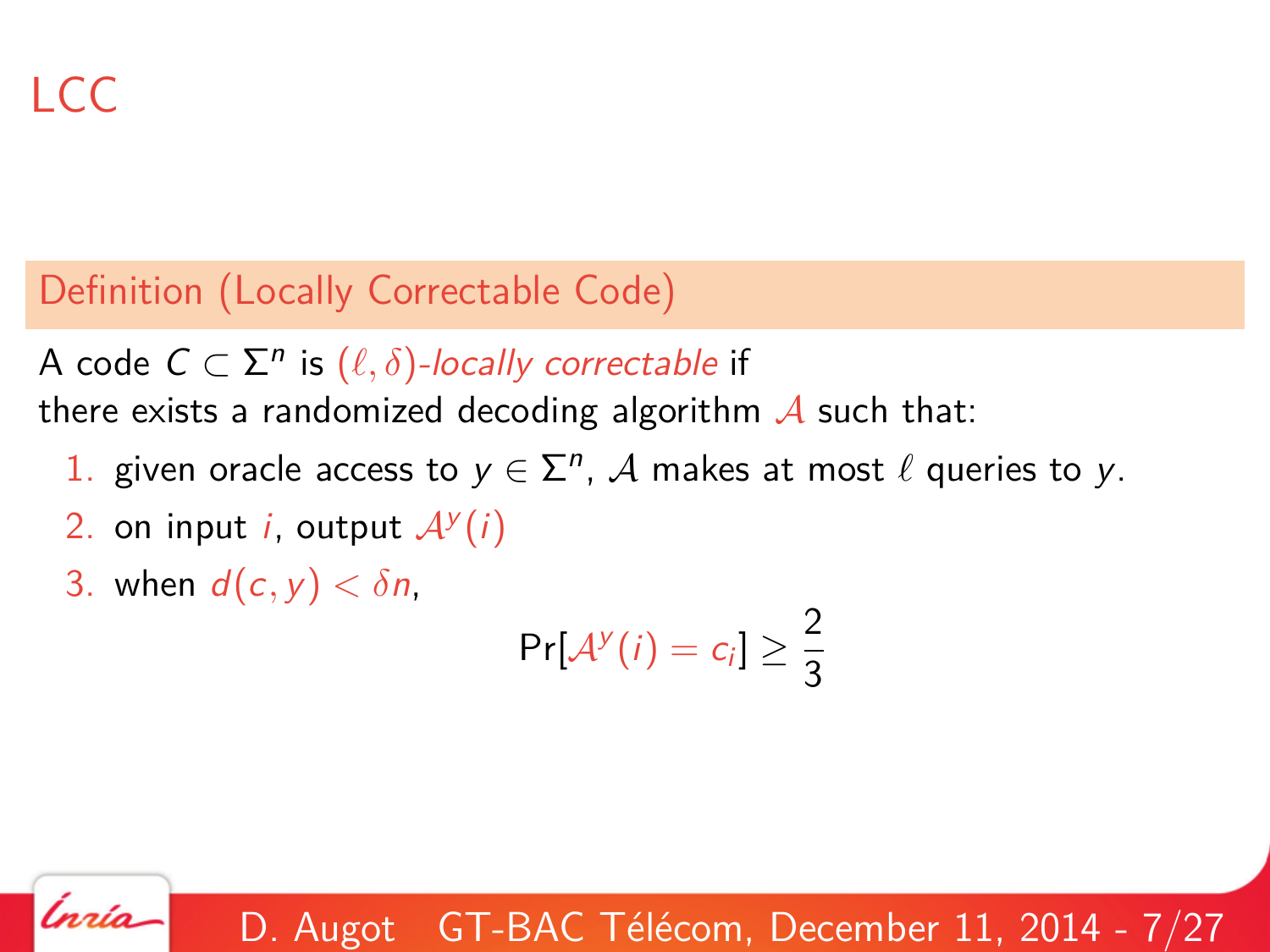# LCC

**Definition (Locally Correctable Code)**

A code $C \subset \Sigma^n$ is $(\ell, \delta)$-*locally correctable* if there exists a randomized decoding algorithm $\mathcal{A}$ such that:

1. given oracle access to $y \in \Sigma^n$, $\mathcal{A}$ makes at most $\ell$ queries to $y$.
2. on input $i$, output $\mathcal{A}^y(i)$
3. when $d(c, y) < \delta n$,

$$\Pr[\mathcal{A}^y(i) = c_i] \geq \frac{2}{3}$$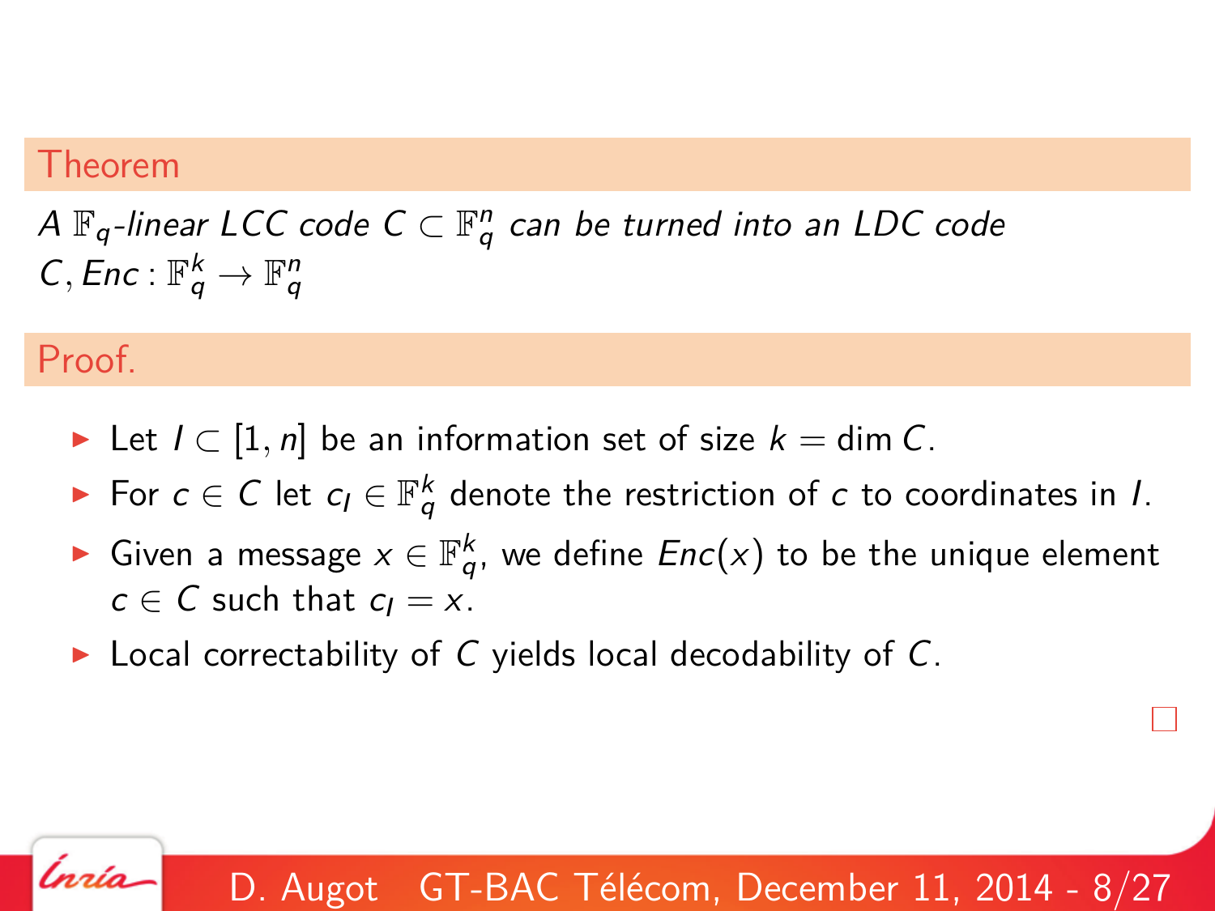**Theorem**

*A $\mathbb{F}_q$-linear LCC code $C \subset \mathbb{F}_q^n$ can be turned into an LDC code $C, Enc : \mathbb{F}_q^k \to \mathbb{F}_q^n$*

**Proof.**

- Let $I \subset [1, n]$ be an information set of size $k = \dim C$.
- For $c \in C$ let $c_I \in \mathbb{F}_q^k$ denote the restriction of $c$ to coordinates in $I$.
- Given a message $x \in \mathbb{F}_q^k$, we define $Enc(x)$ to be the unique element $c \in C$ such that $c_I = x$.
- Local correctability of $C$ yields local decodability of $C$.

□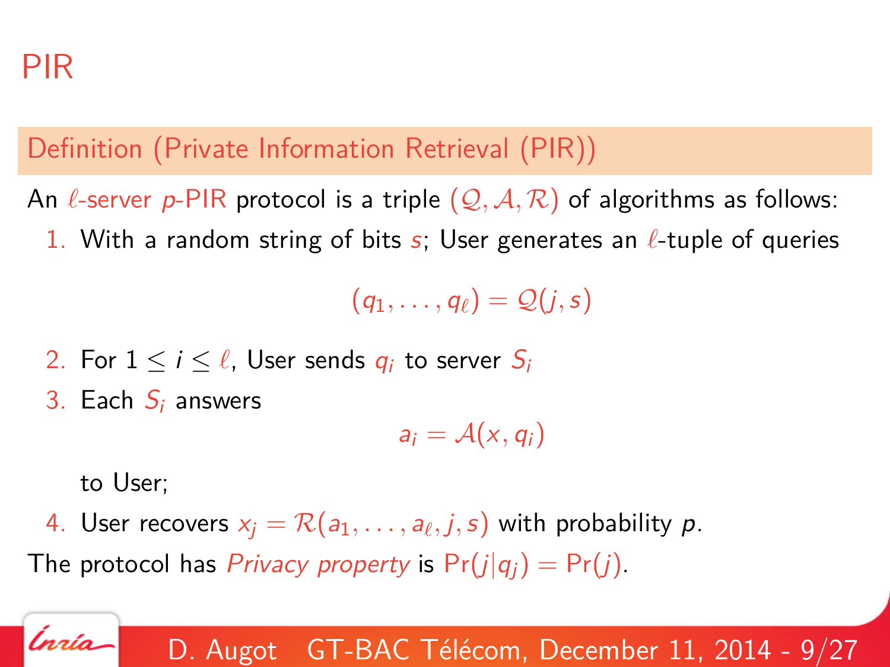# PIR

## Definition (Private Information Retrieval (PIR))

An $\ell$-server $p$-PIR protocol is a triple $(\mathcal{Q}, \mathcal{A}, \mathcal{R})$ of algorithms as follows:

1. With a random string of bits $s$; User generates an $\ell$-tuple of queries

$$(q_1, \ldots, q_\ell) = \mathcal{Q}(j, s)$$

2. For $1 \leq i \leq \ell$, User sends $q_i$ to server $S_i$
3. Each $S_i$ answers

$$a_i = \mathcal{A}(x, q_i)$$

   to User;
4. User recovers $x_j = \mathcal{R}(a_1, \ldots, a_\ell, j, s)$ with probability $p$.

The protocol has *Privacy property* is $\Pr(j|q_j) = \Pr(j)$.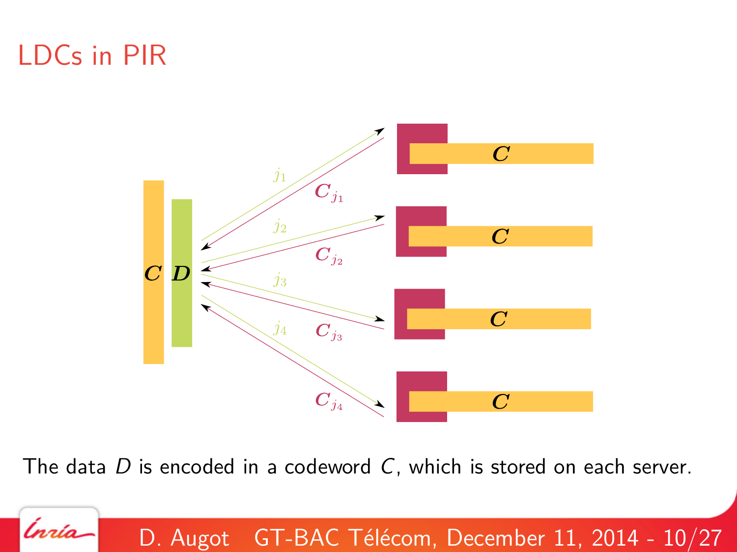# LDCs in PIR

The data $D$ is encoded in a codeword $C$, which is stored on each server.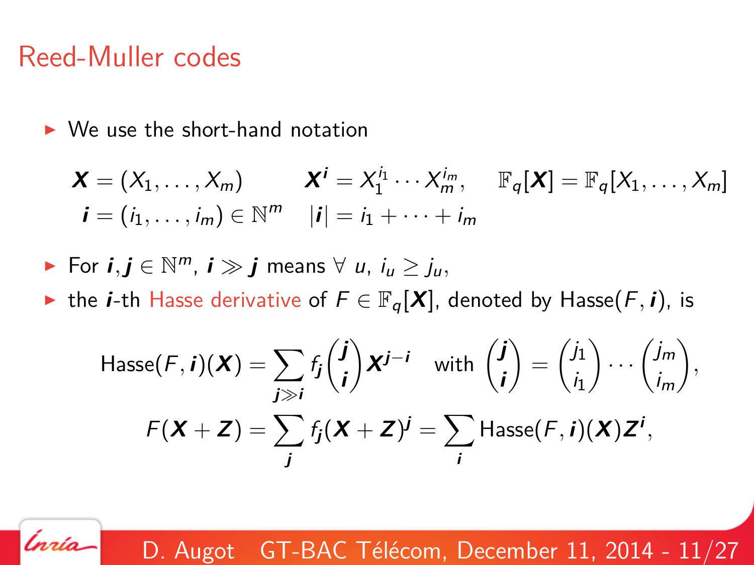# Reed-Muller codes

- We use the short-hand notation

$$\boldsymbol{X} = (X_1, \ldots, X_m) \qquad \boldsymbol{X}^{\boldsymbol{i}} = X_1^{i_1} \cdots X_m^{i_m}, \quad \mathbb{F}_q[\boldsymbol{X}] = \mathbb{F}_q[X_1, \ldots, X_m]$$
$$\boldsymbol{i} = (i_1, \ldots, i_m) \in \mathbb{N}^m \quad |\boldsymbol{i}| = i_1 + \cdots + i_m$$

- For $\boldsymbol{i}, \boldsymbol{j} \in \mathbb{N}^m$, $\boldsymbol{i} \gg \boldsymbol{j}$ means $\forall\ u$, $i_u \geq j_u$,
- the $\boldsymbol{i}$-th Hasse derivative of $F \in \mathbb{F}_q[\boldsymbol{X}]$, denoted by $\text{Hasse}(F, \boldsymbol{i})$, is

$$\text{Hasse}(F, \boldsymbol{i})(\boldsymbol{X}) = \sum_{\boldsymbol{j} \gg \boldsymbol{i}} f_{\boldsymbol{j}} \binom{\boldsymbol{j}}{\boldsymbol{i}} \boldsymbol{X}^{\boldsymbol{j}-\boldsymbol{i}} \quad \text{with } \binom{\boldsymbol{j}}{\boldsymbol{i}} = \binom{j_1}{i_1} \cdots \binom{j_m}{i_m},$$

$$F(\boldsymbol{X} + \boldsymbol{Z}) = \sum_{\boldsymbol{j}} f_{\boldsymbol{j}} (\boldsymbol{X} + \boldsymbol{Z})^{\boldsymbol{j}} = \sum_{\boldsymbol{i}} \text{Hasse}(F, \boldsymbol{i})(\boldsymbol{X}) \boldsymbol{Z}^{\boldsymbol{i}},$$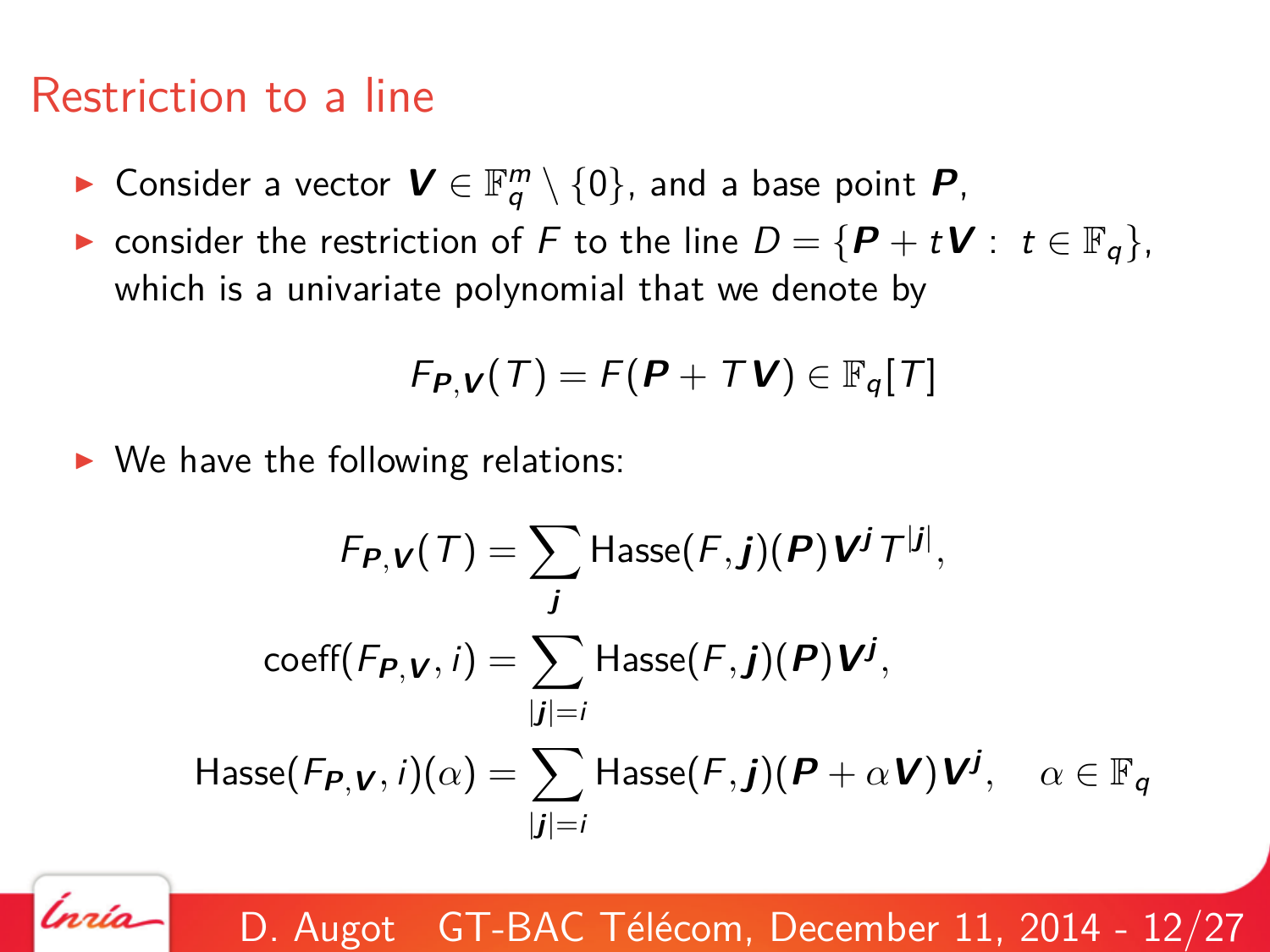# Restriction to a line

- Consider a vector $\boldsymbol{V} \in \mathbb{F}_q^m \setminus \{0\}$, and a base point $\boldsymbol{P}$,
- consider the restriction of $F$ to the line $D = \{\boldsymbol{P} + t\boldsymbol{V} : \ t \in \mathbb{F}_q\}$, which is a univariate polynomial that we denote by

$$F_{\boldsymbol{P},\boldsymbol{V}}(T) = F(\boldsymbol{P} + T\boldsymbol{V}) \in \mathbb{F}_q[T]$$

- We have the following relations:

$$F_{\boldsymbol{P},\boldsymbol{V}}(T) = \sum_{\boldsymbol{j}} \mathrm{Hasse}(F, \boldsymbol{j})(\boldsymbol{P}) \boldsymbol{V}^{\boldsymbol{j}} T^{|\boldsymbol{j}|},$$

$$\mathrm{coeff}(F_{\boldsymbol{P},\boldsymbol{V}}, i) = \sum_{|\boldsymbol{j}|=i} \mathrm{Hasse}(F, \boldsymbol{j})(\boldsymbol{P}) \boldsymbol{V}^{\boldsymbol{j}},$$

$$\mathrm{Hasse}(F_{\boldsymbol{P},\boldsymbol{V}}, i)(\alpha) = \sum_{|\boldsymbol{j}|=i} \mathrm{Hasse}(F, \boldsymbol{j})(\boldsymbol{P} + \alpha\boldsymbol{V}) \boldsymbol{V}^{\boldsymbol{j}}, \quad \alpha \in \mathbb{F}_q$$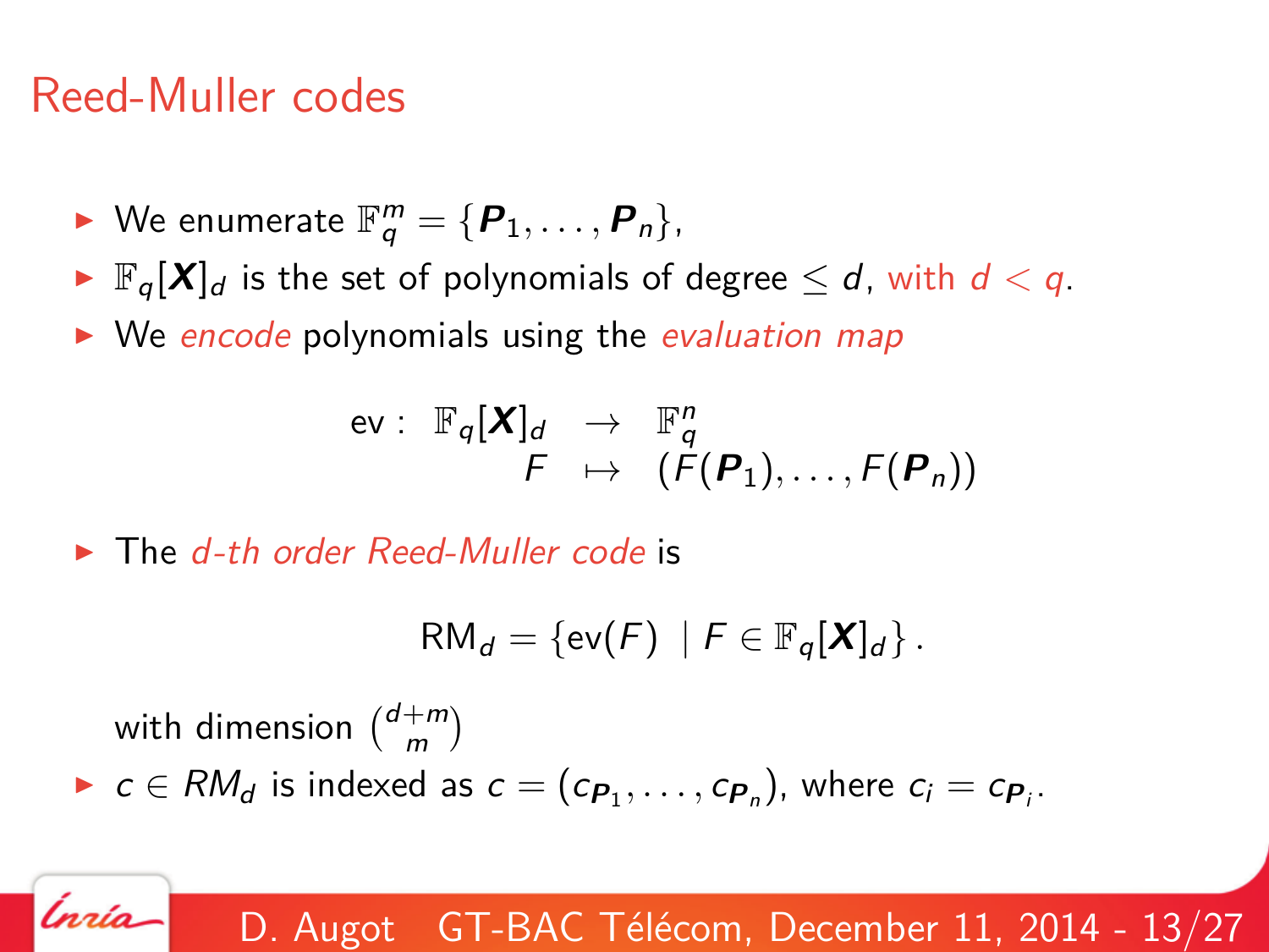# Reed-Muller codes

- We enumerate $\mathbb{F}_q^m = \{\boldsymbol{P}_1, \ldots, \boldsymbol{P}_n\}$,
- $\mathbb{F}_q[\boldsymbol{X}]_d$ is the set of polynomials of degree $\leq d$, with $d < q$.
- We *encode* polynomials using the *evaluation map*

$$
\begin{array}{rrcl}
\mathrm{ev}: & \mathbb{F}_q[\boldsymbol{X}]_d & \to & \mathbb{F}_q^n \\
 & F & \mapsto & (F(\boldsymbol{P}_1), \ldots, F(\boldsymbol{P}_n))
\end{array}
$$

- The *d-th order Reed-Muller code* is

$$
\mathrm{RM}_d = \{\mathrm{ev}(F) \mid F \in \mathbb{F}_q[\boldsymbol{X}]_d\}.
$$

  with dimension $\binom{d+m}{m}$
- $c \in RM_d$ is indexed as $c = (c_{\boldsymbol{P}_1}, \ldots, c_{\boldsymbol{P}_n})$, where $c_i = c_{\boldsymbol{P}_i}$.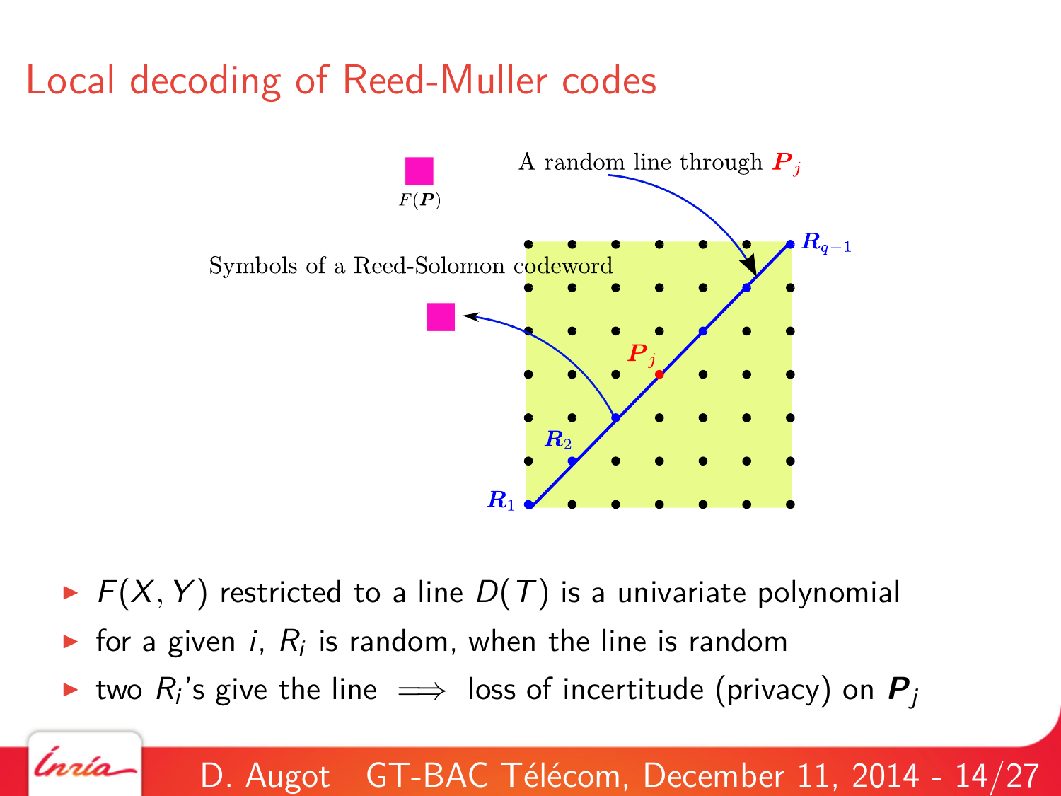# Local decoding of Reed-Muller codes

$F(\boldsymbol{P})$

A random line through $\boldsymbol{P}_j$

$\boldsymbol{R}_{q-1}$

Symbols of a Reed-Solomon codeword

$\boldsymbol{P}_j$

$\boldsymbol{R}_2$

$\boldsymbol{R}_1$

- $F(X, Y)$ restricted to a line $D(T)$ is a univariate polynomial
- for a given $i$, $R_i$ is random, when the line is random
- two $R_i$'s give the line $\implies$ loss of incertitude (privacy) on $\boldsymbol{P}_j$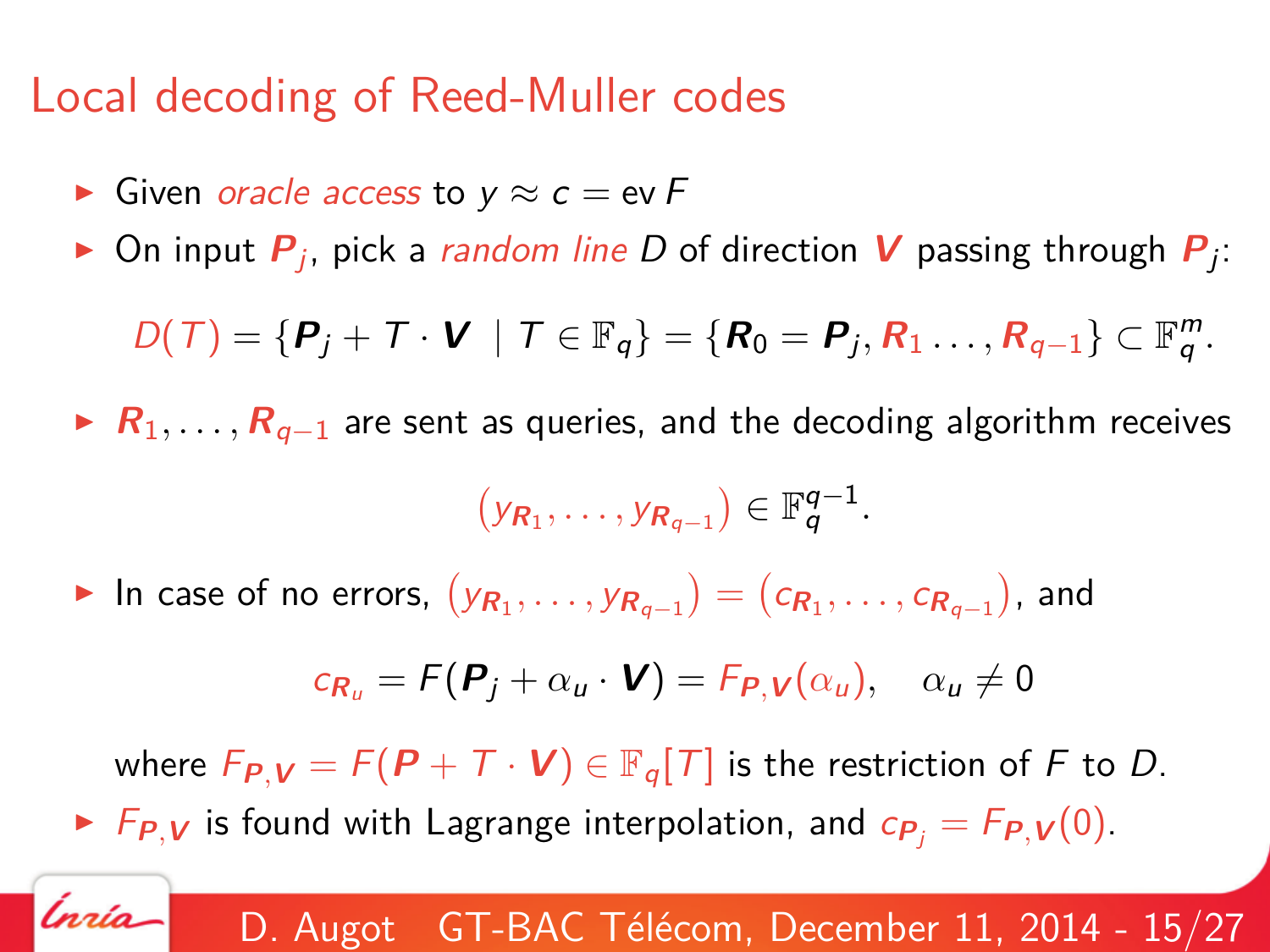# Local decoding of Reed-Muller codes

- Given *oracle access* to $y \approx c = \operatorname{ev} F$
- On input $\boldsymbol{P}_j$, pick a *random line* $D$ of direction $\boldsymbol{V}$ passing through $\boldsymbol{P}_j$:

$$D(T) = \{\boldsymbol{P}_j + T \cdot \boldsymbol{V} \mid T \in \mathbb{F}_q\} = \{\boldsymbol{R}_0 = \boldsymbol{P}_j, \boldsymbol{R}_1 \ldots, \boldsymbol{R}_{q-1}\} \subset \mathbb{F}_q^m.$$

- $\boldsymbol{R}_1, \ldots, \boldsymbol{R}_{q-1}$ are sent as queries, and the decoding algorithm receives

$$\left(y_{\boldsymbol{R}_1}, \ldots, y_{\boldsymbol{R}_{q-1}}\right) \in \mathbb{F}_q^{q-1}.$$

- In case of no errors, $\left(y_{\boldsymbol{R}_1}, \ldots, y_{\boldsymbol{R}_{q-1}}\right) = \left(c_{\boldsymbol{R}_1}, \ldots, c_{\boldsymbol{R}_{q-1}}\right)$, and

$$c_{\boldsymbol{R}_u} = F(\boldsymbol{P}_j + \alpha_u \cdot \boldsymbol{V}) = F_{\boldsymbol{P},\boldsymbol{V}}(\alpha_u), \quad \alpha_u \neq 0$$

  where $F_{\boldsymbol{P},\boldsymbol{V}} = F(\boldsymbol{P} + T \cdot \boldsymbol{V}) \in \mathbb{F}_q[T]$ is the restriction of $F$ to $D$.
- $F_{\boldsymbol{P},\boldsymbol{V}}$ is found with Lagrange interpolation, and $c_{\boldsymbol{P}_j} = F_{\boldsymbol{P},\boldsymbol{V}}(0)$.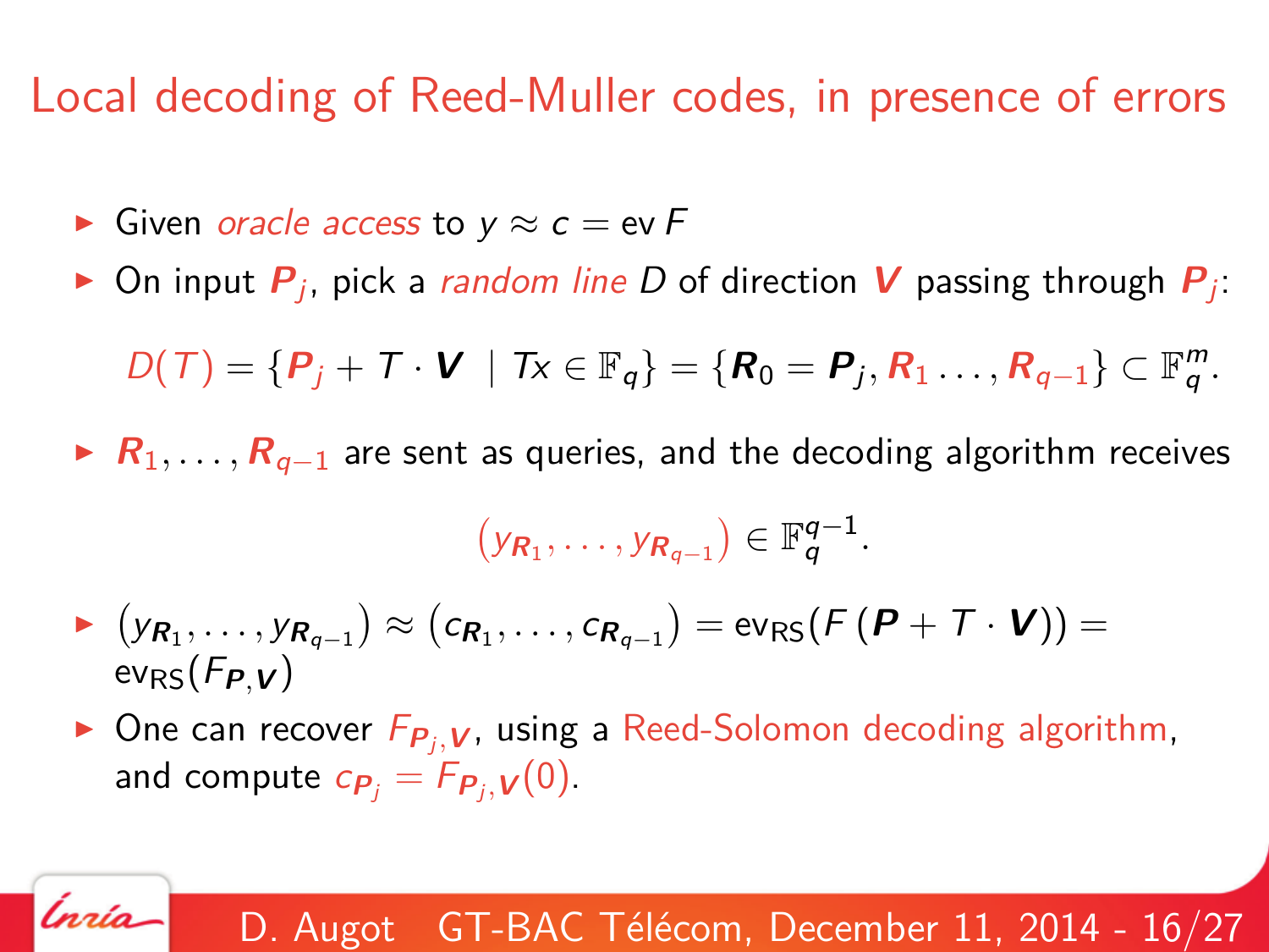# Local decoding of Reed-Muller codes, in presence of errors

- Given *oracle access* to $y \approx c = \text{ev}\, F$
- On input $\boldsymbol{P}_j$, pick a *random line* $D$ of direction $\boldsymbol{V}$ passing through $\boldsymbol{P}_j$:

$$D(T) = \{\boldsymbol{P}_j + T \cdot \boldsymbol{V} \;\mid Tx \in \mathbb{F}_q\} = \{\boldsymbol{R}_0 = \boldsymbol{P}_j, \boldsymbol{R}_1 \ldots, \boldsymbol{R}_{q-1}\} \subset \mathbb{F}_q^m.$$

- $\boldsymbol{R}_1, \ldots, \boldsymbol{R}_{q-1}$ are sent as queries, and the decoding algorithm receives

$$\left(y_{\boldsymbol{R}_1}, \ldots, y_{\boldsymbol{R}_{q-1}}\right) \in \mathbb{F}_q^{q-1}.$$

- $\left(y_{\boldsymbol{R}_1}, \ldots, y_{\boldsymbol{R}_{q-1}}\right) \approx \left(c_{\boldsymbol{R}_1}, \ldots, c_{\boldsymbol{R}_{q-1}}\right) = \text{ev}_{\text{RS}}(F\left(\boldsymbol{P} + T \cdot \boldsymbol{V}\right)) = \text{ev}_{\text{RS}}(F_{\boldsymbol{P},\boldsymbol{V}})$
- One can recover $F_{\boldsymbol{P}_j,\boldsymbol{V}}$, using a Reed-Solomon decoding algorithm, and compute $c_{\boldsymbol{P}_j} = F_{\boldsymbol{P}_j,\boldsymbol{V}}(0)$.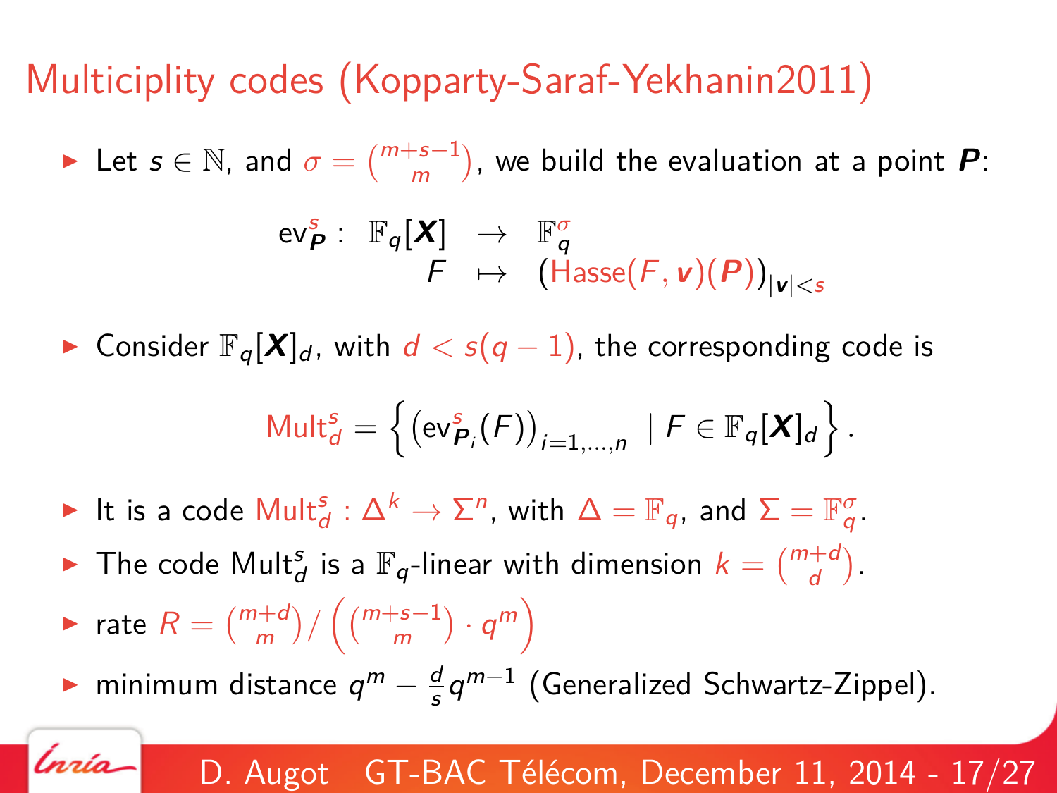# Multiciplity codes (Kopparty-Saraf-Yekhanin2011)

- Let $s \in \mathbb{N}$, and $\sigma = \binom{m+s-1}{m}$, we build the evaluation at a point $\boldsymbol{P}$:

$$\begin{array}{rccl} \mathrm{ev}^s_{\boldsymbol{P}}: & \mathbb{F}_q[\boldsymbol{X}] & \to & \mathbb{F}_q^\sigma \\ & F & \mapsto & \left(\mathrm{Hasse}(F, \boldsymbol{v})(\boldsymbol{P})\right)_{|\boldsymbol{v}|<s} \end{array}$$

- Consider $\mathbb{F}_q[\boldsymbol{X}]_d$, with $d < s(q-1)$, the corresponding code is

$$\mathrm{Mult}^s_d = \left\{ \left(\mathrm{ev}^s_{\boldsymbol{P}_i}(F)\right)_{i=1,\ldots,n} \mid F \in \mathbb{F}_q[\boldsymbol{X}]_d \right\}.$$

- It is a code $\mathrm{Mult}^s_d : \Delta^k \to \Sigma^n$, with $\Delta = \mathbb{F}_q$, and $\Sigma = \mathbb{F}_q^\sigma$.
- The code $\mathrm{Mult}^s_d$ is a $\mathbb{F}_q$-linear with dimension $k = \binom{m+d}{d}$.
- rate $R = \binom{m+d}{m} / \left( \binom{m+s-1}{m} \cdot q^m \right)$
- minimum distance $q^m - \frac{d}{s} q^{m-1}$ (Generalized Schwartz-Zippel).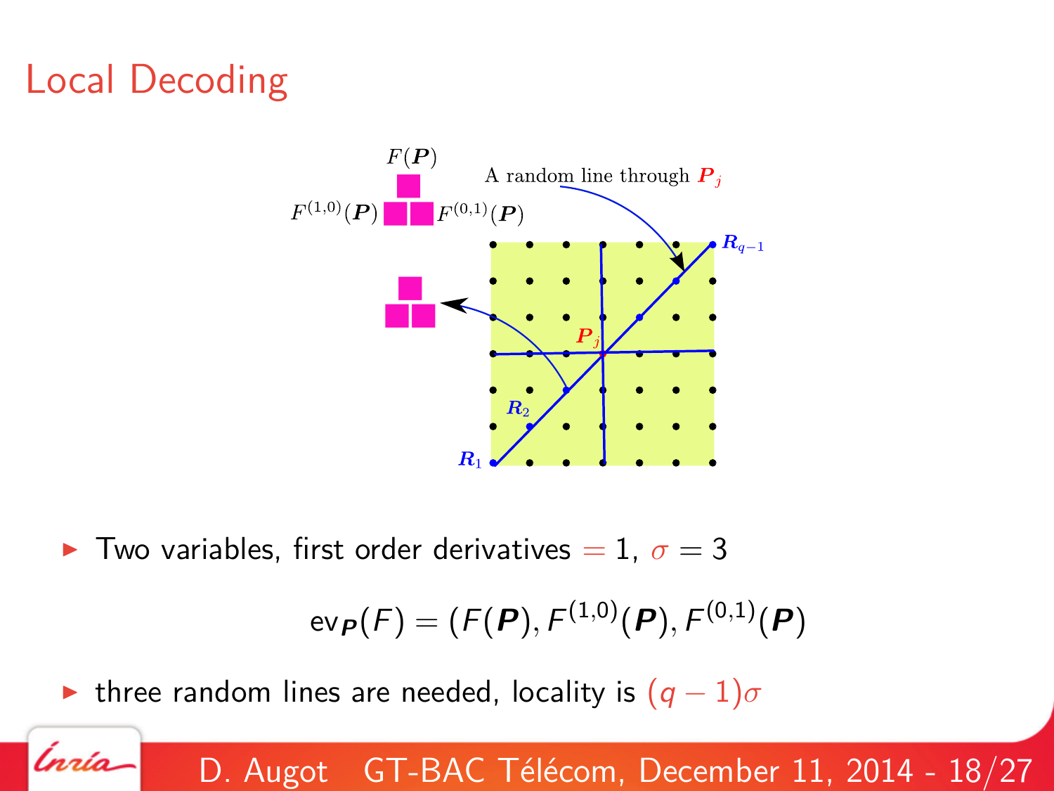# Local Decoding

- Two variables, first order derivatives $= 1$, $\sigma = 3$

$$\mathrm{ev}_{\boldsymbol{P}}(F) = (F(\boldsymbol{P}), F^{(1,0)}(\boldsymbol{P}), F^{(0,1)}(\boldsymbol{P}))$$

- three random lines are needed, locality is $(q-1)\sigma$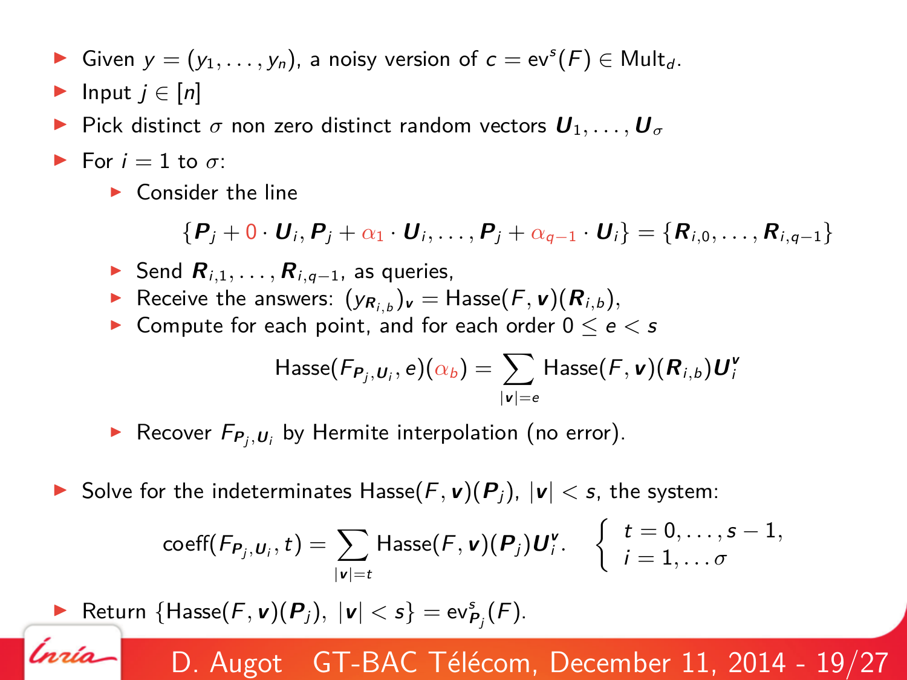- Given $y = (y_1, \ldots, y_n)$, a noisy version of $c = \mathrm{ev}^s(F) \in \mathrm{Mult}_d$.
- Input $j \in [n]$
- Pick distinct $\sigma$ non zero distinct random vectors $\boldsymbol{U}_1, \ldots, \boldsymbol{U}_\sigma$
- For $i = 1$ to $\sigma$:
  - Consider the line

$$\{\boldsymbol{P}_j + 0 \cdot \boldsymbol{U}_i, \boldsymbol{P}_j + \alpha_1 \cdot \boldsymbol{U}_i, \ldots, \boldsymbol{P}_j + \alpha_{q-1} \cdot \boldsymbol{U}_i\} = \{\boldsymbol{R}_{i,0}, \ldots, \boldsymbol{R}_{i,q-1}\}$$

  - Send $\boldsymbol{R}_{i,1}, \ldots, \boldsymbol{R}_{i,q-1}$, as queries,
  - Receive the answers: $(y_{\boldsymbol{R}_{i,b}})_{\boldsymbol{v}} = \mathrm{Hasse}(F, \boldsymbol{v})(\boldsymbol{R}_{i,b})$,
  - Compute for each point, and for each order $0 \leq e < s$

$$\mathrm{Hasse}(F_{\boldsymbol{P}_j, \boldsymbol{U}_i}, e)(\alpha_b) = \sum_{|\boldsymbol{v}|=e} \mathrm{Hasse}(F, \boldsymbol{v})(\boldsymbol{R}_{i,b}) \boldsymbol{U}_i^{\boldsymbol{v}}$$

  - Recover $F_{\boldsymbol{P}_j, \boldsymbol{U}_i}$ by Hermite interpolation (no error).

- Solve for the indeterminates $\mathrm{Hasse}(F, \boldsymbol{v})(\boldsymbol{P}_j)$, $|\boldsymbol{v}| < s$, the system:

$$\mathrm{coeff}(F_{\boldsymbol{P}_j, \boldsymbol{U}_i}, t) = \sum_{|\boldsymbol{v}|=t} \mathrm{Hasse}(F, \boldsymbol{v})(\boldsymbol{P}_j) \boldsymbol{U}_i^{\boldsymbol{v}}. \quad \begin{cases} t = 0, \ldots, s-1, \\ i = 1, \ldots \sigma \end{cases}$$

- Return $\{\mathrm{Hasse}(F, \boldsymbol{v})(\boldsymbol{P}_j),\ |\boldsymbol{v}| < s\} = \mathrm{ev}^s_{\boldsymbol{P}_j}(F)$.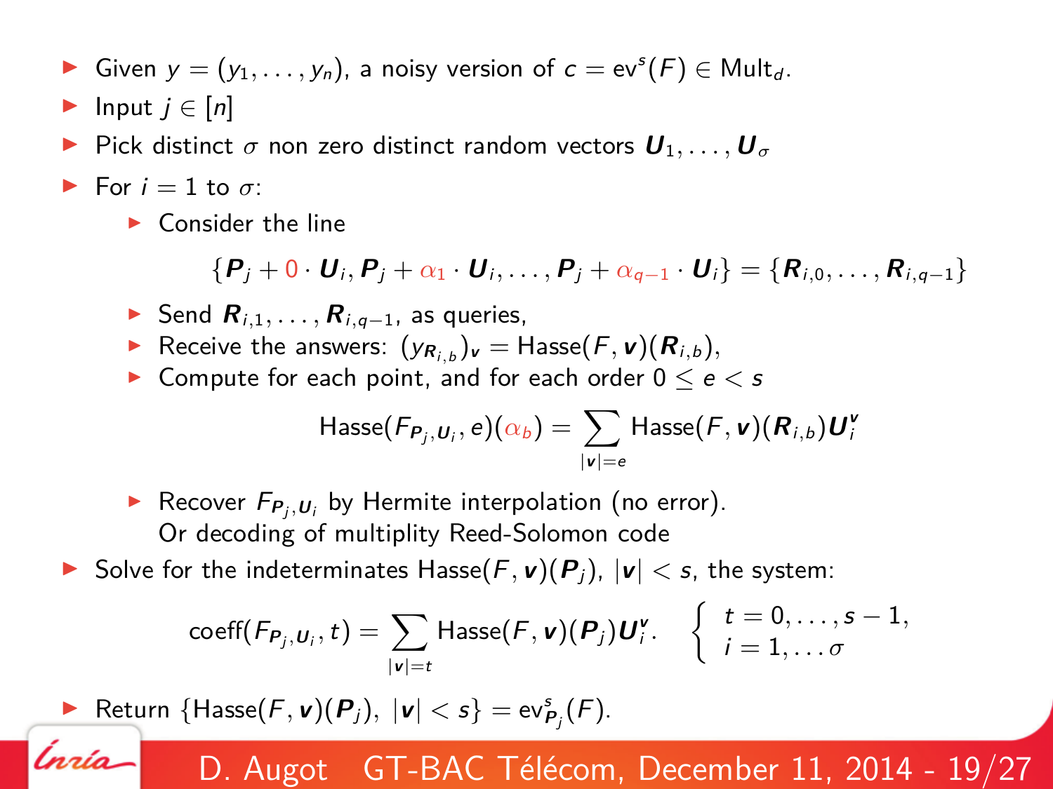- Given $y = (y_1, \ldots, y_n)$, a noisy version of $c = \mathrm{ev}^s(F) \in \mathrm{Mult}_d$.
- Input $j \in [n]$
- Pick distinct $\sigma$ non zero distinct random vectors $\boldsymbol{U}_1, \ldots, \boldsymbol{U}_\sigma$
- For $i = 1$ to $\sigma$:
  - Consider the line

$$\{\boldsymbol{P}_j + 0 \cdot \boldsymbol{U}_i, \boldsymbol{P}_j + \alpha_1 \cdot \boldsymbol{U}_i, \ldots, \boldsymbol{P}_j + \alpha_{q-1} \cdot \boldsymbol{U}_i\} = \{\boldsymbol{R}_{i,0}, \ldots, \boldsymbol{R}_{i,q-1}\}$$

  - Send $\boldsymbol{R}_{i,1}, \ldots, \boldsymbol{R}_{i,q-1}$, as queries,
  - Receive the answers: $(y_{\boldsymbol{R}_{i,b}})_{\boldsymbol{v}} = \mathrm{Hasse}(F, \boldsymbol{v})(\boldsymbol{R}_{i,b})$,
  - Compute for each point, and for each order $0 \leq e < s$

$$\mathrm{Hasse}(F_{\boldsymbol{P}_j, \boldsymbol{U}_i}, e)(\alpha_b) = \sum_{|\boldsymbol{v}|=e} \mathrm{Hasse}(F, \boldsymbol{v})(\boldsymbol{R}_{i,b}) \boldsymbol{U}_i^{\boldsymbol{v}}$$

  - Recover $F_{\boldsymbol{P}_j, \boldsymbol{U}_i}$ by Hermite interpolation (no error).
    Or decoding of multiplity Reed-Solomon code
- Solve for the indeterminates $\mathrm{Hasse}(F, \boldsymbol{v})(\boldsymbol{P}_j)$, $|\boldsymbol{v}| < s$, the system:

$$\mathrm{coeff}(F_{\boldsymbol{P}_j, \boldsymbol{U}_i}, t) = \sum_{|\boldsymbol{v}|=t} \mathrm{Hasse}(F, \boldsymbol{v})(\boldsymbol{P}_j) \boldsymbol{U}_i^{\boldsymbol{v}}. \quad \begin{cases} t = 0, \ldots, s-1, \\ i = 1, \ldots \sigma \end{cases}$$

- Return $\{\mathrm{Hasse}(F, \boldsymbol{v})(\boldsymbol{P}_j),\ |\boldsymbol{v}| < s\} = \mathrm{ev}^s_{\boldsymbol{P}_j}(F)$.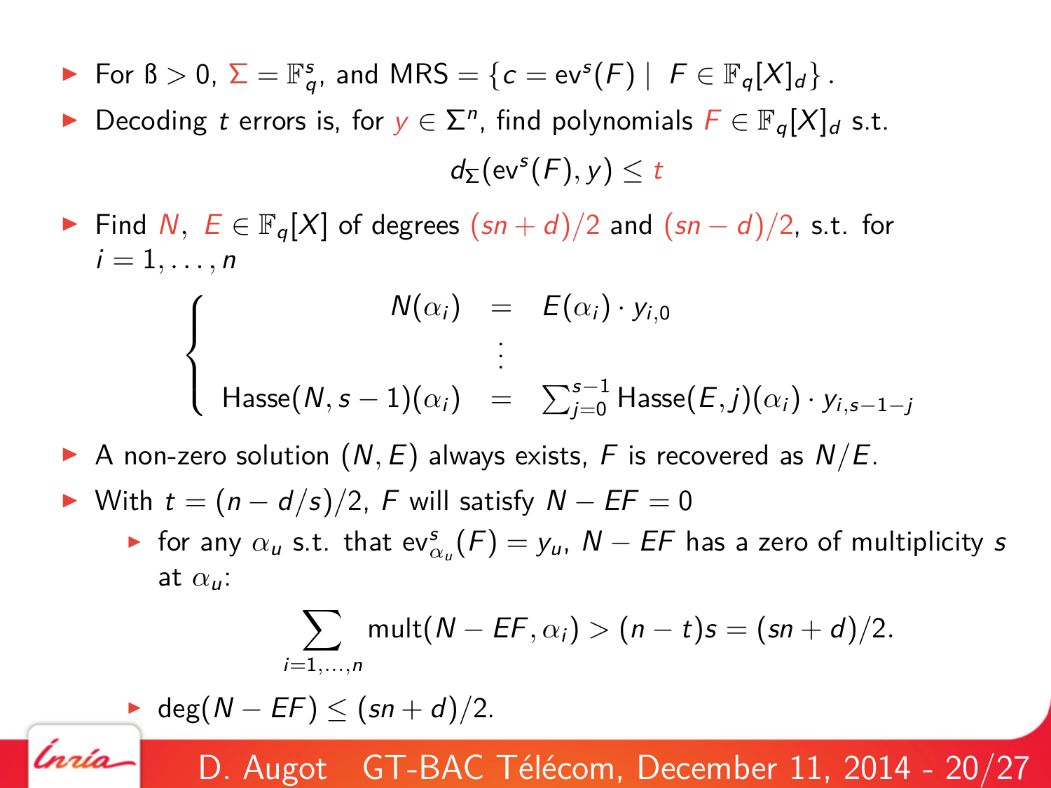- For ß $> 0$, $\Sigma = \mathbb{F}_q^s$, and MRS $= \{c = \mathrm{ev}^s(F) \mid F \in \mathbb{F}_q[X]_d\}$.
- Decoding $t$ errors is, for $y \in \Sigma^n$, find polynomials $F \in \mathbb{F}_q[X]_d$ s.t.

$$d_\Sigma(\mathrm{ev}^s(F), y) \leq t$$

- Find $N$, $E \in \mathbb{F}_q[X]$ of degrees $(sn+d)/2$ and $(sn-d)/2$, s.t. for $i = 1, \ldots, n$

$$\begin{cases} N(\alpha_i) & = & E(\alpha_i) \cdot y_{i,0} \\ & \vdots & \\ \mathrm{Hasse}(N, s-1)(\alpha_i) & = & \sum_{j=0}^{s-1} \mathrm{Hasse}(E, j)(\alpha_i) \cdot y_{i,s-1-j} \end{cases}$$

- A non-zero solution $(N, E)$ always exists, $F$ is recovered as $N/E$.
- With $t = (n - d/s)/2$, $F$ will satisfy $N - EF = 0$
  - for any $\alpha_u$ s.t. that $\mathrm{ev}^s_{\alpha_u}(F) = y_u$, $N - EF$ has a zero of multiplicity $s$ at $\alpha_u$:

$$\sum_{i=1,\ldots,n} \mathrm{mult}(N - EF, \alpha_i) > (n-t)s = (sn+d)/2.$$

  - $\deg(N - EF) \leq (sn+d)/2$.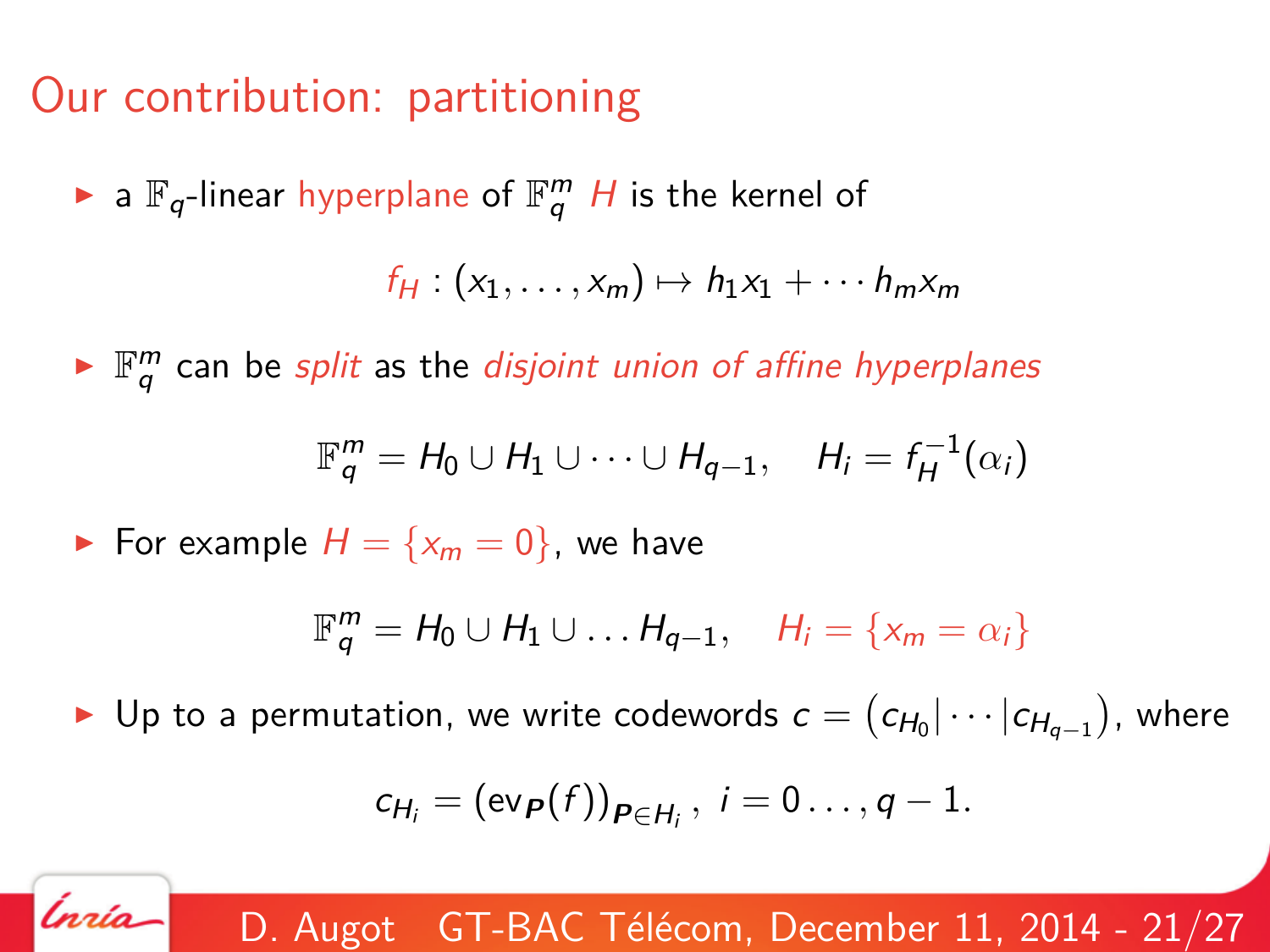# Our contribution: partitioning

- a $\mathbb{F}_q$-linear *hyperplane* of $\mathbb{F}_q^m$ $H$ is the kernel of

$$f_H : (x_1, \ldots, x_m) \mapsto h_1 x_1 + \cdots h_m x_m$$

- $\mathbb{F}_q^m$ can be *split* as the *disjoint union of affine hyperplanes*

$$\mathbb{F}_q^m = H_0 \cup H_1 \cup \cdots \cup H_{q-1}, \quad H_i = f_H^{-1}(\alpha_i)$$

- For example $H = \{x_m = 0\}$, we have

$$\mathbb{F}_q^m = H_0 \cup H_1 \cup \ldots H_{q-1}, \quad H_i = \{x_m = \alpha_i\}$$

- Up to a permutation, we write codewords $c = \left(c_{H_0} | \cdots | c_{H_{q-1}}\right)$, where

$$c_{H_i} = (\mathrm{ev}_{\boldsymbol{P}}(f))_{\boldsymbol{P} \in H_i}, \ i = 0 \ldots, q-1.$$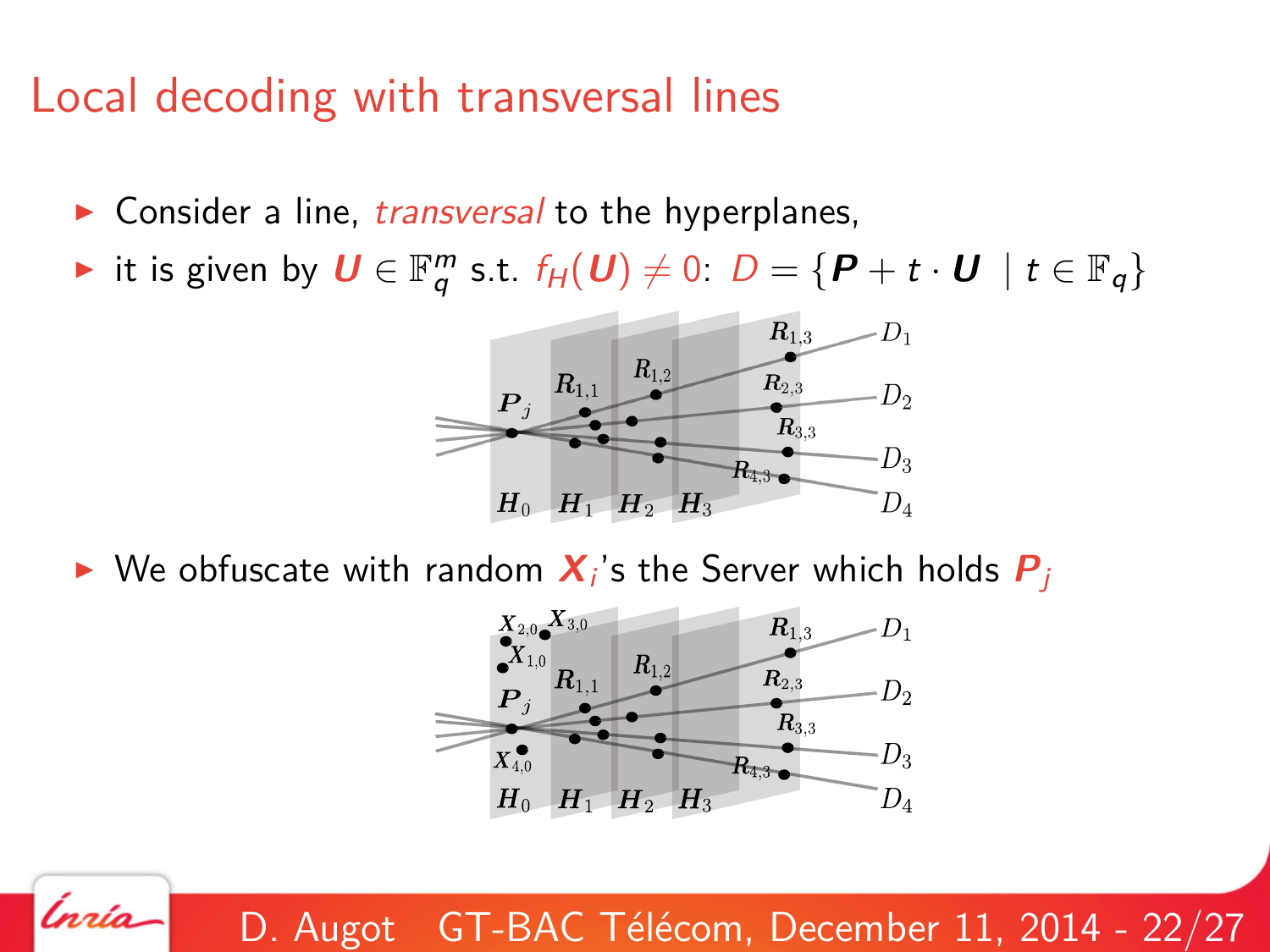# Local decoding with transversal lines

- Consider a line, *transversal* to the hyperplanes,
- it is given by $\boldsymbol{U} \in \mathbb{F}_q^m$ s.t. $f_H(\boldsymbol{U}) \neq 0$: $D = \{\boldsymbol{P} + t \cdot \boldsymbol{U} \mid t \in \mathbb{F}_q\}$

- We obfuscate with random $\boldsymbol{X}_i$'s the Server which holds $\boldsymbol{P}_j$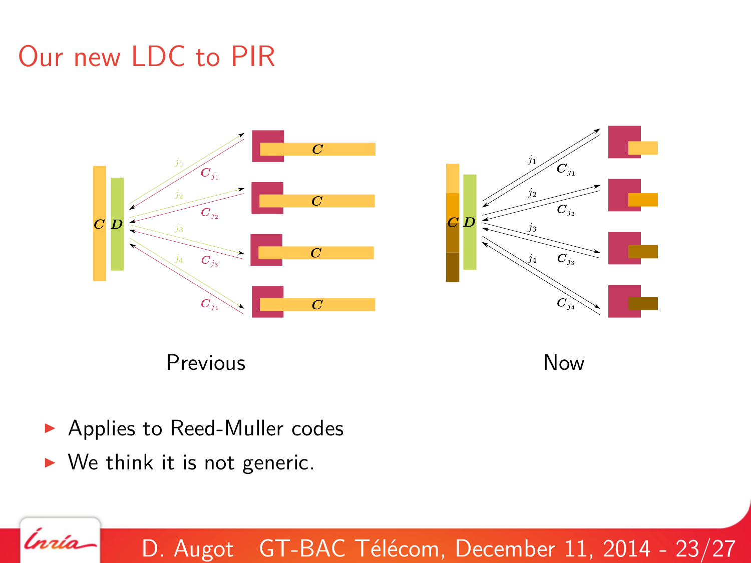# Our new LDC to PIR

Previous

Now

- Applies to Reed-Muller codes
- We think it is not generic.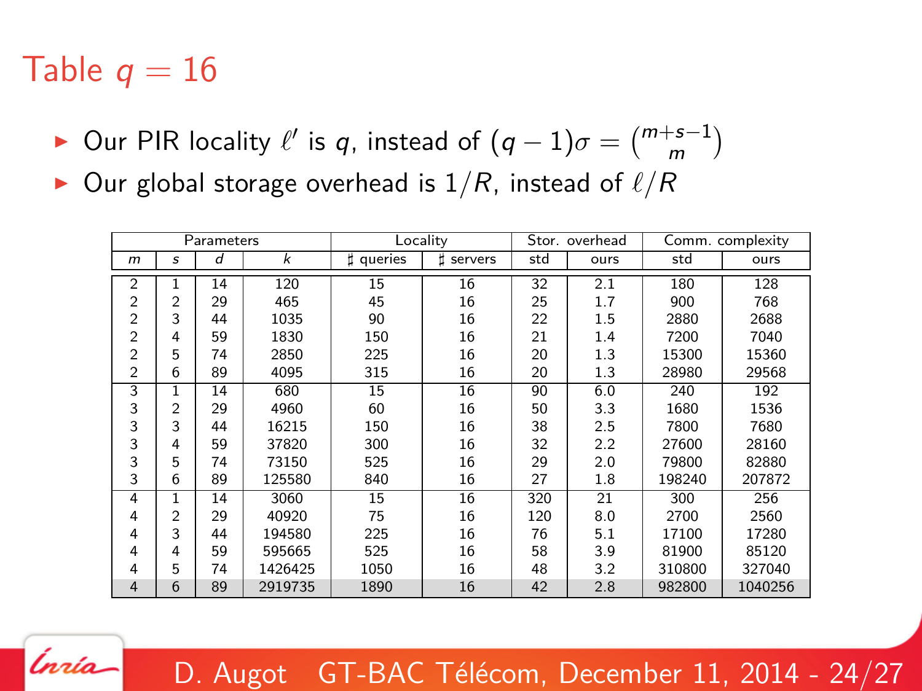# Table $q = 16$

- Our PIR locality $\ell'$ is $q$, instead of $(q-1)\sigma = \binom{m+s-1}{m}$
- Our global storage overhead is $1/R$, instead of $\ell/R$

| Parameters | | | | Locality | | Stor. overhead | | Comm. complexity | |
|---|---|---|---|---|---|---|---|---|---|
| $m$ | $s$ | $d$ | $k$ | ♯ queries | ♯ servers | std | ours | std | ours |
| 2 | 1 | 14 | 120 | 15 | 16 | 32 | 2.1 | 180 | 128 |
| 2 | 2 | 29 | 465 | 45 | 16 | 25 | 1.7 | 900 | 768 |
| 2 | 3 | 44 | 1035 | 90 | 16 | 22 | 1.5 | 2880 | 2688 |
| 2 | 4 | 59 | 1830 | 150 | 16 | 21 | 1.4 | 7200 | 7040 |
| 2 | 5 | 74 | 2850 | 225 | 16 | 20 | 1.3 | 15300 | 15360 |
| 2 | 6 | 89 | 4095 | 315 | 16 | 20 | 1.3 | 28980 | 29568 |
| 3 | 1 | 14 | 680 | 15 | 16 | 90 | 6.0 | 240 | 192 |
| 3 | 2 | 29 | 4960 | 60 | 16 | 50 | 3.3 | 1680 | 1536 |
| 3 | 3 | 44 | 16215 | 150 | 16 | 38 | 2.5 | 7800 | 7680 |
| 3 | 4 | 59 | 37820 | 300 | 16 | 32 | 2.2 | 27600 | 28160 |
| 3 | 5 | 74 | 73150 | 525 | 16 | 29 | 2.0 | 79800 | 82880 |
| 3 | 6 | 89 | 125580 | 840 | 16 | 27 | 1.8 | 198240 | 207872 |
| 4 | 1 | 14 | 3060 | 15 | 16 | 320 | 21 | 300 | 256 |
| 4 | 2 | 29 | 40920 | 75 | 16 | 120 | 8.0 | 2700 | 2560 |
| 4 | 3 | 44 | 194580 | 225 | 16 | 76 | 5.1 | 17100 | 17280 |
| 4 | 4 | 59 | 595665 | 525 | 16 | 58 | 3.9 | 81900 | 85120 |
| 4 | 5 | 74 | 1426425 | 1050 | 16 | 48 | 3.2 | 310800 | 327040 |
| 4 | 6 | 89 | 2919735 | 1890 | 16 | 42 | 2.8 | 982800 | 1040256 |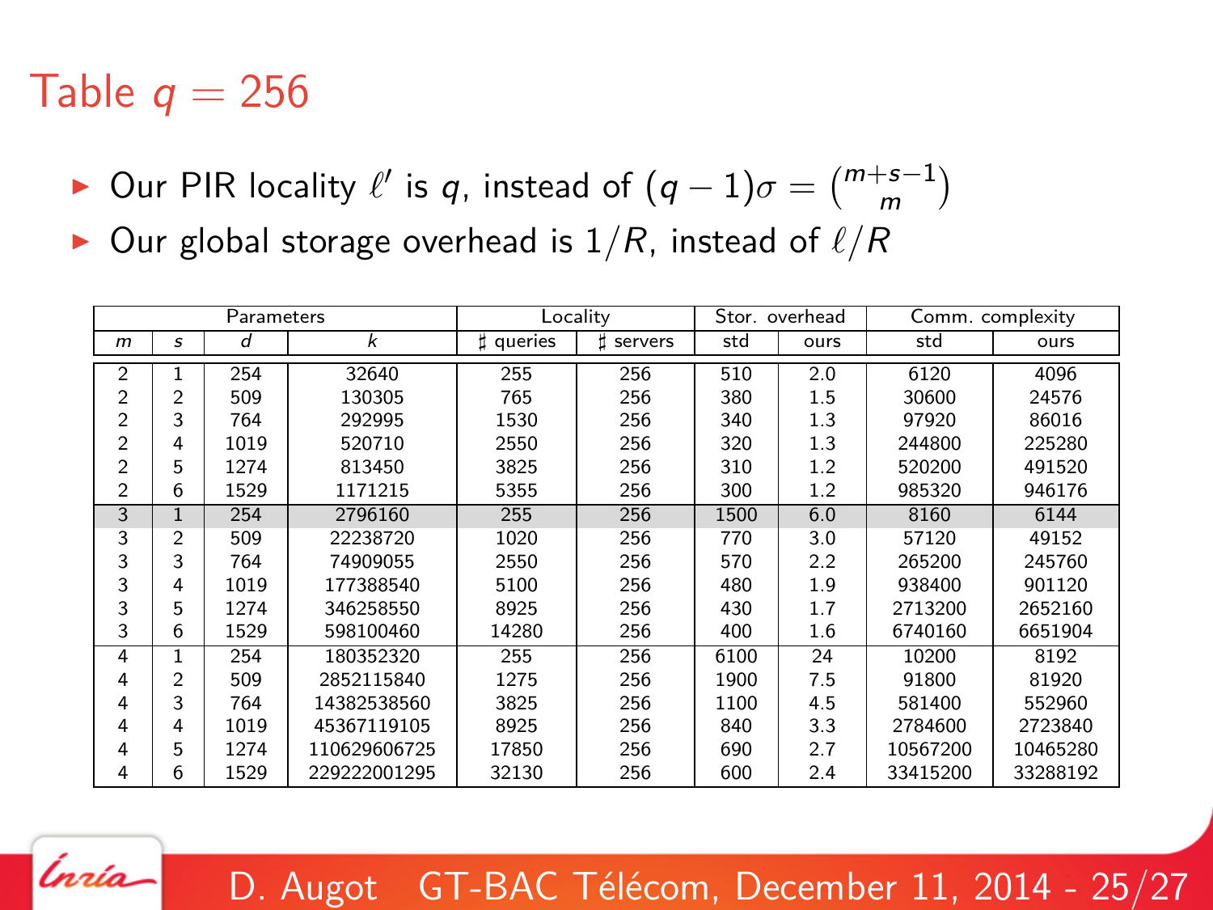# Table $q = 256$

- Our PIR locality $\ell'$ is $q$, instead of $(q-1)\sigma = \binom{m+s-1}{m}$
- Our global storage overhead is $1/R$, instead of $\ell/R$

| Parameters | | | | Locality | | Stor. overhead | | Comm. complexity | |
|---|---|---|---|---|---|---|---|---|---|
| $m$ | $s$ | $d$ | $k$ | $\sharp$ queries | $\sharp$ servers | std | ours | std | ours |
| 2 | 1 | 254 | 32640 | 255 | 256 | 510 | 2.0 | 6120 | 4096 |
| 2 | 2 | 509 | 130305 | 765 | 256 | 380 | 1.5 | 30600 | 24576 |
| 2 | 3 | 764 | 292995 | 1530 | 256 | 340 | 1.3 | 97920 | 86016 |
| 2 | 4 | 1019 | 520710 | 2550 | 256 | 320 | 1.3 | 244800 | 225280 |
| 2 | 5 | 1274 | 813450 | 3825 | 256 | 310 | 1.2 | 520200 | 491520 |
| 2 | 6 | 1529 | 1171215 | 5355 | 256 | 300 | 1.2 | 985320 | 946176 |
| 3 | 1 | 254 | 2796160 | 255 | 256 | 1500 | 6.0 | 8160 | 6144 |
| 3 | 2 | 509 | 22238720 | 1020 | 256 | 770 | 3.0 | 57120 | 49152 |
| 3 | 3 | 764 | 74909055 | 2550 | 256 | 570 | 2.2 | 265200 | 245760 |
| 3 | 4 | 1019 | 177388540 | 5100 | 256 | 480 | 1.9 | 938400 | 901120 |
| 3 | 5 | 1274 | 346258550 | 8925 | 256 | 430 | 1.7 | 2713200 | 2652160 |
| 3 | 6 | 1529 | 598100460 | 14280 | 256 | 400 | 1.6 | 6740160 | 6651904 |
| 4 | 1 | 254 | 180352320 | 255 | 256 | 6100 | 24 | 10200 | 8192 |
| 4 | 2 | 509 | 2852115840 | 1275 | 256 | 1900 | 7.5 | 91800 | 81920 |
| 4 | 3 | 764 | 14382538560 | 3825 | 256 | 1100 | 4.5 | 581400 | 552960 |
| 4 | 4 | 1019 | 45367119105 | 8925 | 256 | 840 | 3.3 | 2784600 | 2723840 |
| 4 | 5 | 1274 | 110629606725 | 17850 | 256 | 690 | 2.7 | 10567200 | 10465280 |
| 4 | 6 | 1529 | 229222001295 | 32130 | 256 | 600 | 2.4 | 33415200 | 33288192 |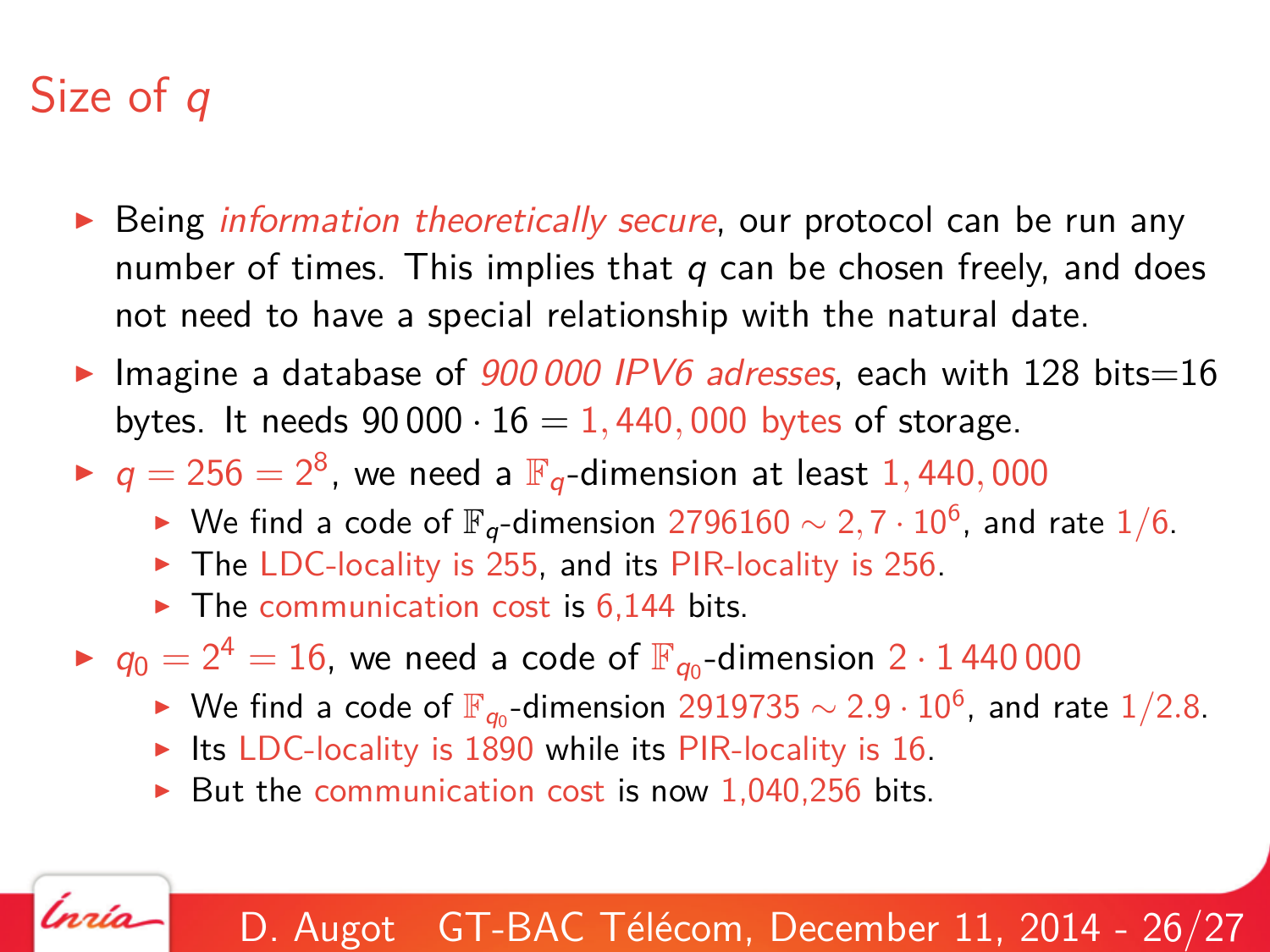# Size of $q$

- Being *information theoretically secure*, our protocol can be run any number of times. This implies that $q$ can be chosen freely, and does not need to have a special relationship with the natural date.
- Imagine a database of *900 000 IPV6 adresses*, each with 128 bits=16 bytes. It needs $90\,000 \cdot 16 = 1,440,000$ bytes of storage.
- $q = 256 = 2^8$, we need a $\mathbb{F}_q$-dimension at least $1,440,000$
  - We find a code of $\mathbb{F}_q$-dimension $2796160 \sim 2,7 \cdot 10^6$, and rate $1/6$.
  - The LDC-locality is 255, and its PIR-locality is 256.
  - The communication cost is 6,144 bits.
- $q_0 = 2^4 = 16$, we need a code of $\mathbb{F}_{q_0}$-dimension $2 \cdot 1\,440\,000$
  - We find a code of $\mathbb{F}_{q_0}$-dimension $2919735 \sim 2.9 \cdot 10^6$, and rate $1/2.8$.
  - Its LDC-locality is 1890 while its PIR-locality is 16.
  - But the communication cost is now 1,040,256 bits.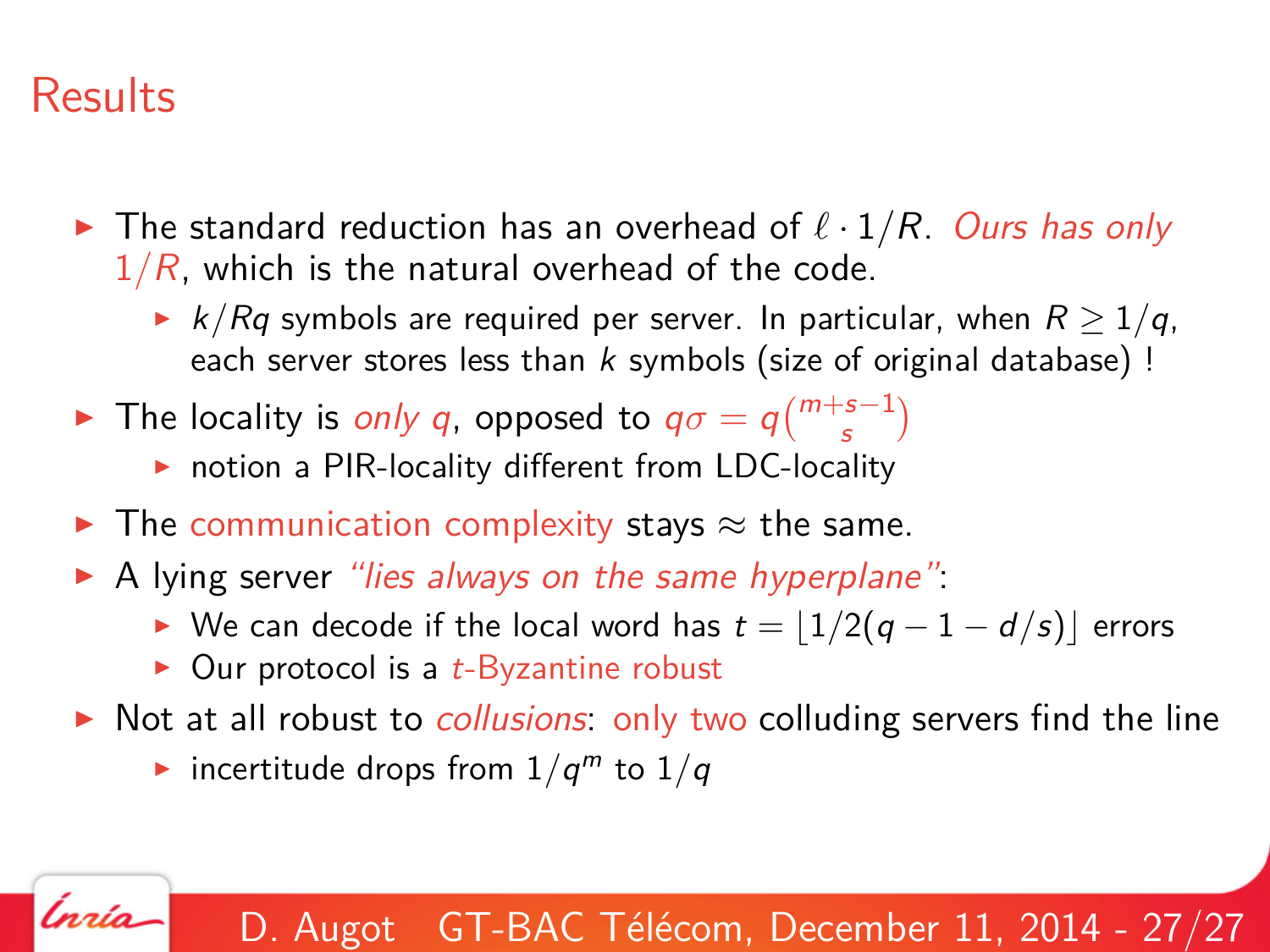# Results

- The standard reduction has an overhead of $\ell \cdot 1/R$. *Ours has only $1/R$*, which is the natural overhead of the code.
  - $k/Rq$ symbols are required per server. In particular, when $R \geq 1/q$, each server stores less than $k$ symbols (size of original database) !
- The locality is *only $q$*, opposed to $q\sigma = q\binom{m+s-1}{s}$
  - notion a PIR-locality different from LDC-locality
- The communication complexity stays $\approx$ the same.
- A lying server *"lies always on the same hyperplane"*:
  - We can decode if the local word has $t = \lfloor 1/2(q - 1 - d/s) \rfloor$ errors
  - Our protocol is a $t$-Byzantine robust
- Not at all robust to *collusions*: only two colluding servers find the line
  - incertitude drops from $1/q^m$ to $1/q$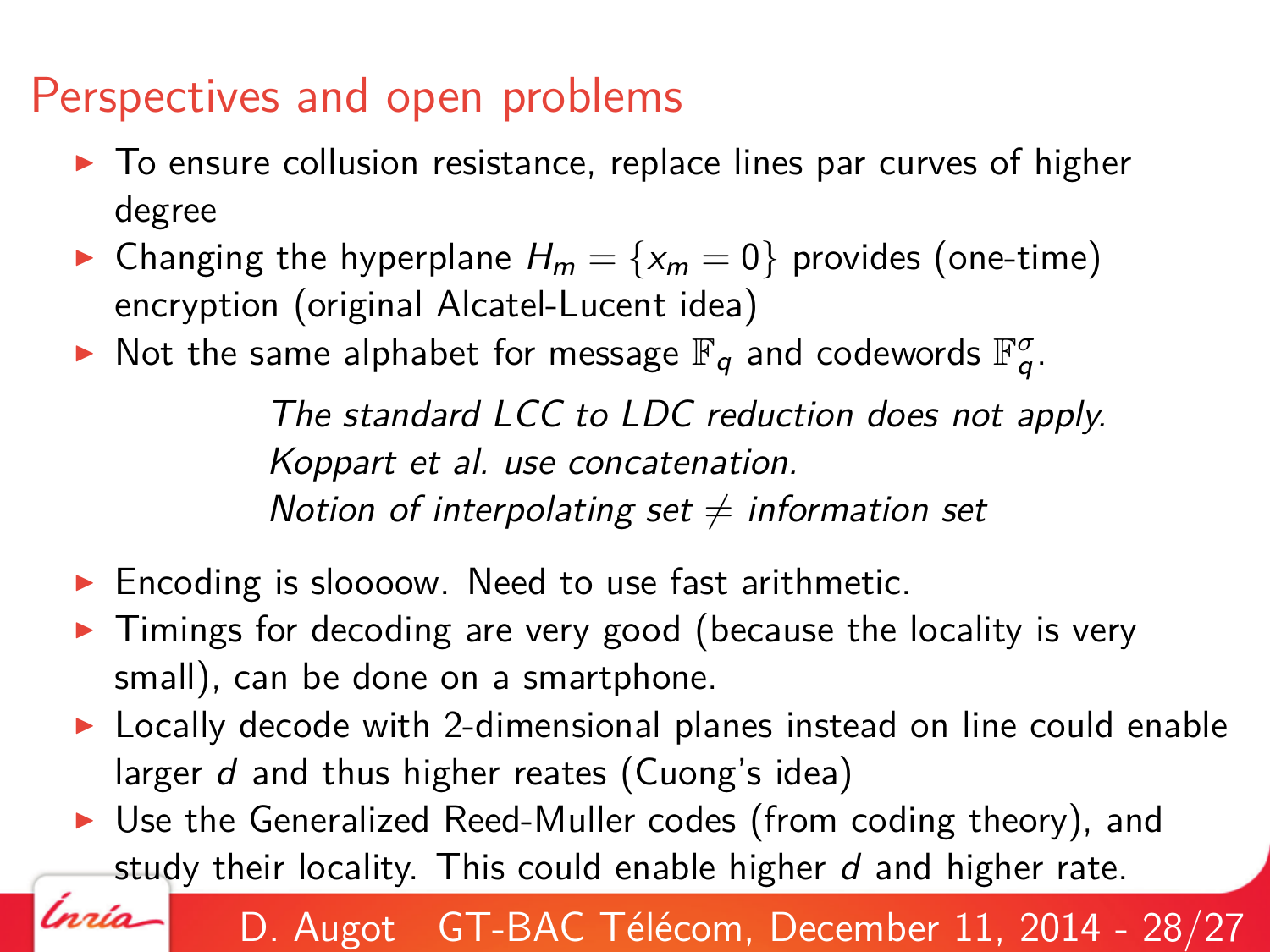# Perspectives and open problems

- To ensure collusion resistance, replace lines par curves of higher degree
- Changing the hyperplane $H_m = \{x_m = 0\}$ provides (one-time) encryption (original Alcatel-Lucent idea)
- Not the same alphabet for message $\mathbb{F}_q$ and codewords $\mathbb{F}_q^\sigma$.

  *The standard LCC to LDC reduction does not apply.*
  *Koppart et al. use concatenation.*
  *Notion of interpolating set $\neq$ information set*

- Encoding is sloooow. Need to use fast arithmetic.
- Timings for decoding are very good (because the locality is very small), can be done on a smartphone.
- Locally decode with 2-dimensional planes instead on line could enable larger $d$ and thus higher reates (Cuong's idea)
- Use the Generalized Reed-Muller codes (from coding theory), and study their locality. This could enable higher $d$ and higher rate.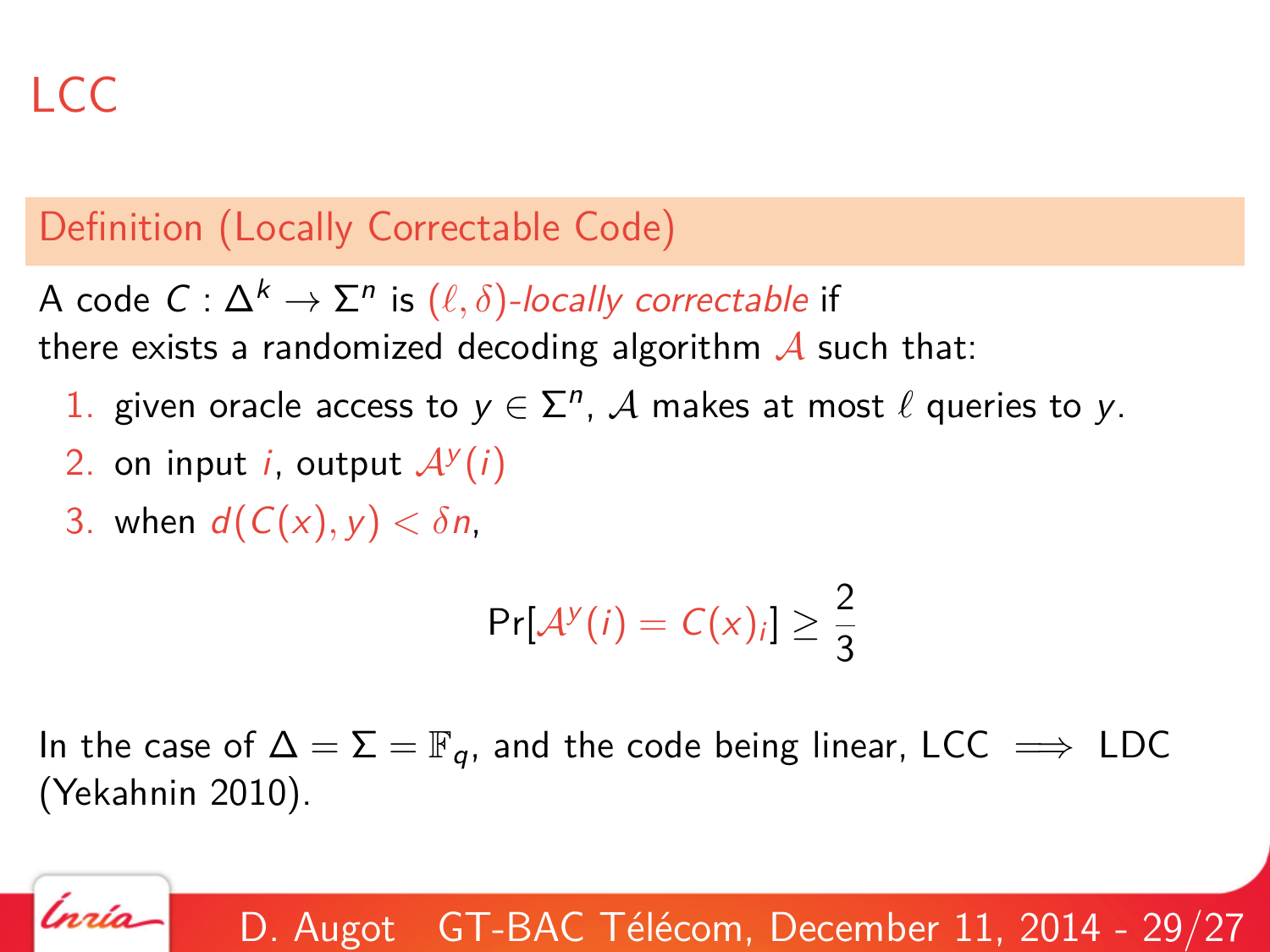# LCC

## Definition (Locally Correctable Code)

A code $C : \Delta^k \rightarrow \Sigma^n$ is $(\ell, \delta)$-*locally correctable* if there exists a randomized decoding algorithm $\mathcal{A}$ such that:

1. given oracle access to $y \in \Sigma^n$, $\mathcal{A}$ makes at most $\ell$ queries to $y$.
2. on input $i$, output $\mathcal{A}^y(i)$
3. when $d(C(x), y) < \delta n$,

$$\Pr[\mathcal{A}^y(i) = C(x)_i] \geq \frac{2}{3}$$

In the case of $\Delta = \Sigma = \mathbb{F}_q$, and the code being linear, LCC $\implies$ LDC (Yekahnin 2010).